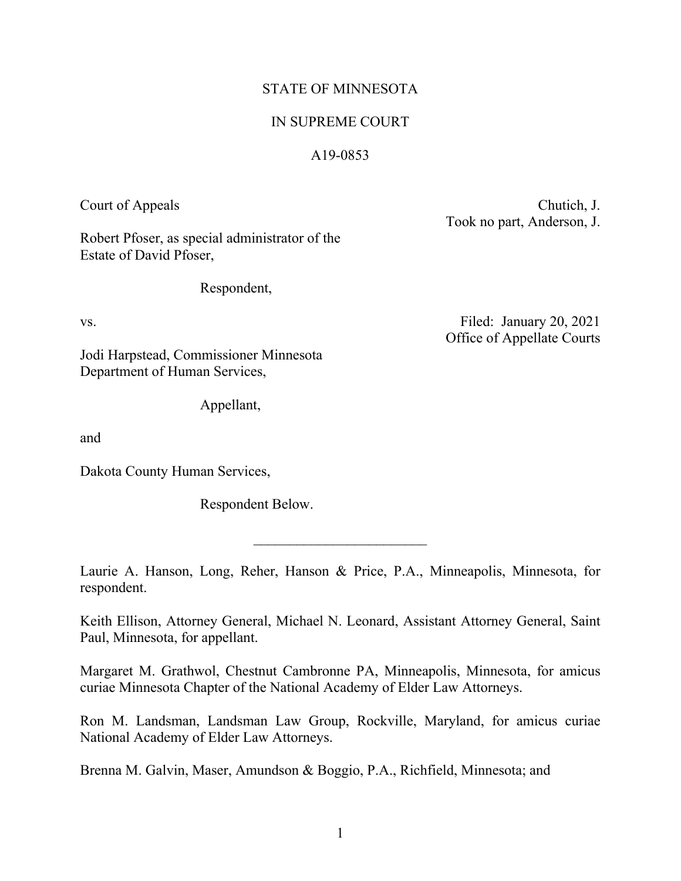STATE OF MINNESOTA

IN SUPREME COURT

A19-0853

Court of Appeals

Chutich, J.
Took no part, Anderson, J.

Robert Pfoser, as special administrator of the Estate of David Pfoser,

Respondent,

vs.

Filed: January 20, 2021
Office of Appellate Courts

Jodi Harpstead, Commissioner Minnesota Department of Human Services,

Appellant,

and

Dakota County Human Services,

Respondent Below.

________________________

Laurie A. Hanson, Long, Reher, Hanson & Price, P.A., Minneapolis, Minnesota, for respondent.

Keith Ellison, Attorney General, Michael N. Leonard, Assistant Attorney General, Saint Paul, Minnesota, for appellant.

Margaret M. Grathwol, Chestnut Cambronne PA, Minneapolis, Minnesota, for amicus curiae Minnesota Chapter of the National Academy of Elder Law Attorneys.

Ron M. Landsman, Landsman Law Group, Rockville, Maryland, for amicus curiae National Academy of Elder Law Attorneys.

Brenna M. Galvin, Maser, Amundson & Boggio, P.A., Richfield, Minnesota; and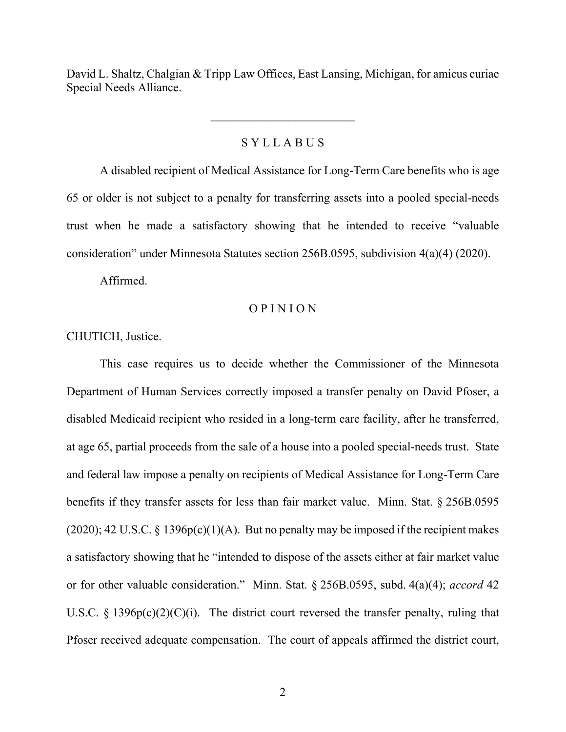David L. Shaltz, Chalgian & Tripp Law Offices, East Lansing, Michigan, for amicus curiae Special Needs Alliance.

________________________

# S Y L L A B U S

A disabled recipient of Medical Assistance for Long-Term Care benefits who is age 65 or older is not subject to a penalty for transferring assets into a pooled special-needs trust when he made a satisfactory showing that he intended to receive "valuable consideration" under Minnesota Statutes section 256B.0595, subdivision 4(a)(4) (2020).

Affirmed.

# O P I N I O N

CHUTICH, Justice.

This case requires us to decide whether the Commissioner of the Minnesota Department of Human Services correctly imposed a transfer penalty on David Pfoser, a disabled Medicaid recipient who resided in a long-term care facility, after he transferred, at age 65, partial proceeds from the sale of a house into a pooled special-needs trust. State and federal law impose a penalty on recipients of Medical Assistance for Long-Term Care benefits if they transfer assets for less than fair market value. Minn. Stat. § 256B.0595 (2020); 42 U.S.C. § 1396p(c)(1)(A). But no penalty may be imposed if the recipient makes a satisfactory showing that he "intended to dispose of the assets either at fair market value or for other valuable consideration." Minn. Stat. § 256B.0595, subd. 4(a)(4); *accord* 42 U.S.C. § 1396p(c)(2)(C)(i). The district court reversed the transfer penalty, ruling that Pfoser received adequate compensation. The court of appeals affirmed the district court,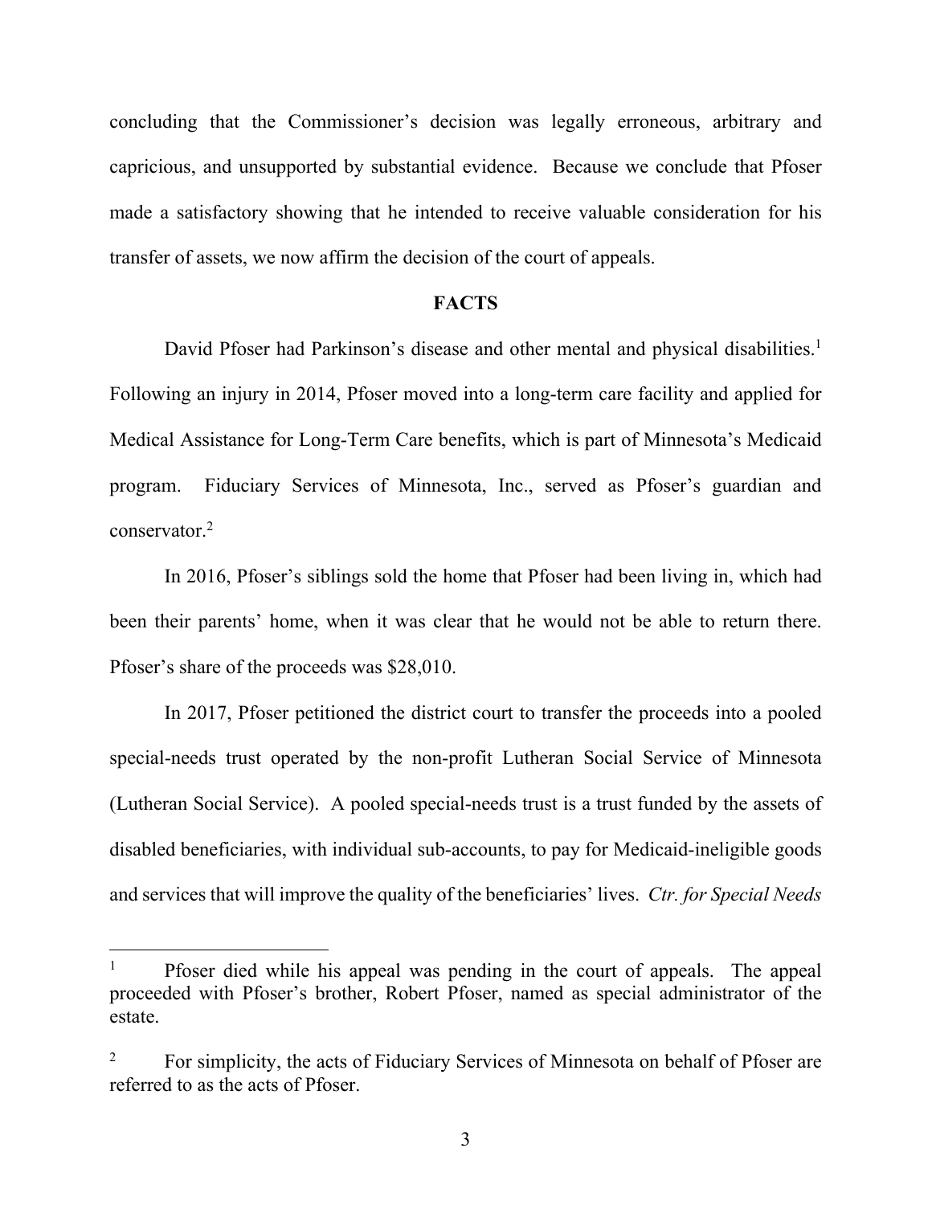concluding that the Commissioner's decision was legally erroneous, arbitrary and capricious, and unsupported by substantial evidence. Because we conclude that Pfoser made a satisfactory showing that he intended to receive valuable consideration for his transfer of assets, we now affirm the decision of the court of appeals.

## FACTS

David Pfoser had Parkinson's disease and other mental and physical disabilities.[1] Following an injury in 2014, Pfoser moved into a long-term care facility and applied for Medical Assistance for Long-Term Care benefits, which is part of Minnesota's Medicaid program. Fiduciary Services of Minnesota, Inc., served as Pfoser's guardian and conservator.[2]

In 2016, Pfoser's siblings sold the home that Pfoser had been living in, which had been their parents' home, when it was clear that he would not be able to return there. Pfoser's share of the proceeds was $28,010.

In 2017, Pfoser petitioned the district court to transfer the proceeds into a pooled special-needs trust operated by the non-profit Lutheran Social Service of Minnesota (Lutheran Social Service). A pooled special-needs trust is a trust funded by the assets of disabled beneficiaries, with individual sub-accounts, to pay for Medicaid-ineligible goods and services that will improve the quality of the beneficiaries' lives. *Ctr. for Special Needs*

---

[1] Pfoser died while his appeal was pending in the court of appeals. The appeal proceeded with Pfoser's brother, Robert Pfoser, named as special administrator of the estate.

[2] For simplicity, the acts of Fiduciary Services of Minnesota on behalf of Pfoser are referred to as the acts of Pfoser.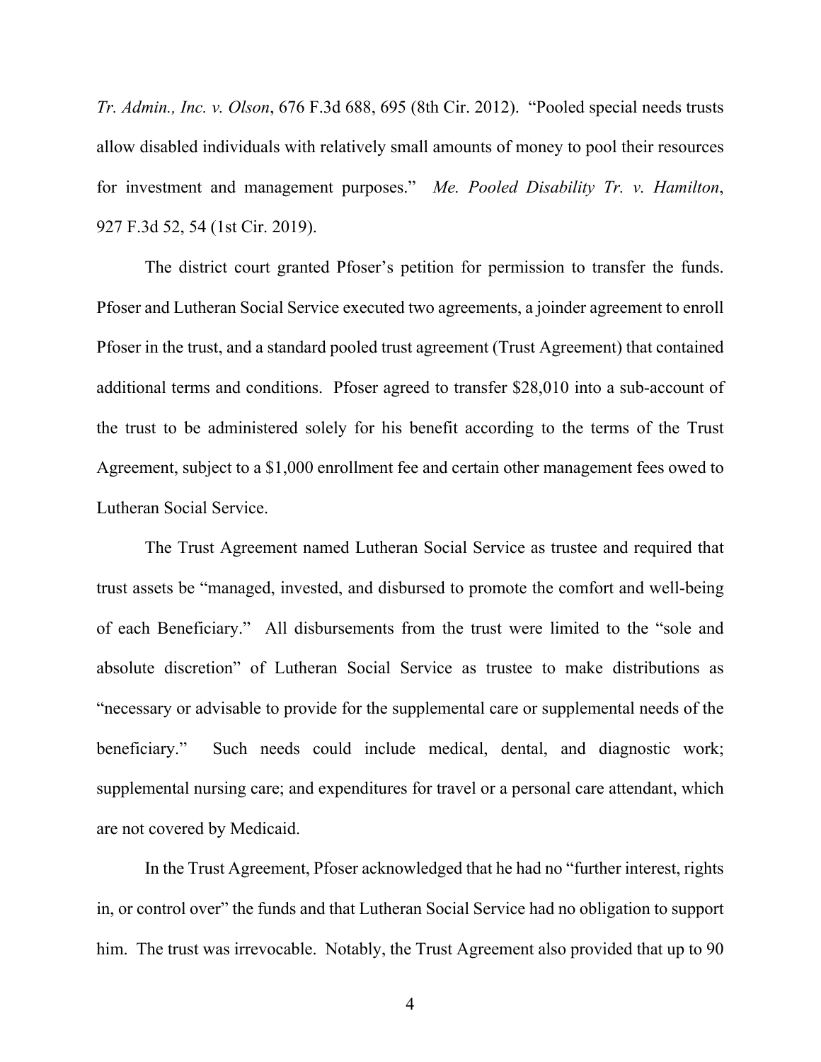*Tr. Admin., Inc. v. Olson*, 676 F.3d 688, 695 (8th Cir. 2012). "Pooled special needs trusts allow disabled individuals with relatively small amounts of money to pool their resources for investment and management purposes." *Me. Pooled Disability Tr. v. Hamilton*, 927 F.3d 52, 54 (1st Cir. 2019).

The district court granted Pfoser's petition for permission to transfer the funds. Pfoser and Lutheran Social Service executed two agreements, a joinder agreement to enroll Pfoser in the trust, and a standard pooled trust agreement (Trust Agreement) that contained additional terms and conditions. Pfoser agreed to transfer $28,010 into a sub-account of the trust to be administered solely for his benefit according to the terms of the Trust Agreement, subject to a $1,000 enrollment fee and certain other management fees owed to Lutheran Social Service.

The Trust Agreement named Lutheran Social Service as trustee and required that trust assets be "managed, invested, and disbursed to promote the comfort and well-being of each Beneficiary." All disbursements from the trust were limited to the "sole and absolute discretion" of Lutheran Social Service as trustee to make distributions as "necessary or advisable to provide for the supplemental care or supplemental needs of the beneficiary." Such needs could include medical, dental, and diagnostic work; supplemental nursing care; and expenditures for travel or a personal care attendant, which are not covered by Medicaid.

In the Trust Agreement, Pfoser acknowledged that he had no "further interest, rights in, or control over" the funds and that Lutheran Social Service had no obligation to support him. The trust was irrevocable. Notably, the Trust Agreement also provided that up to 90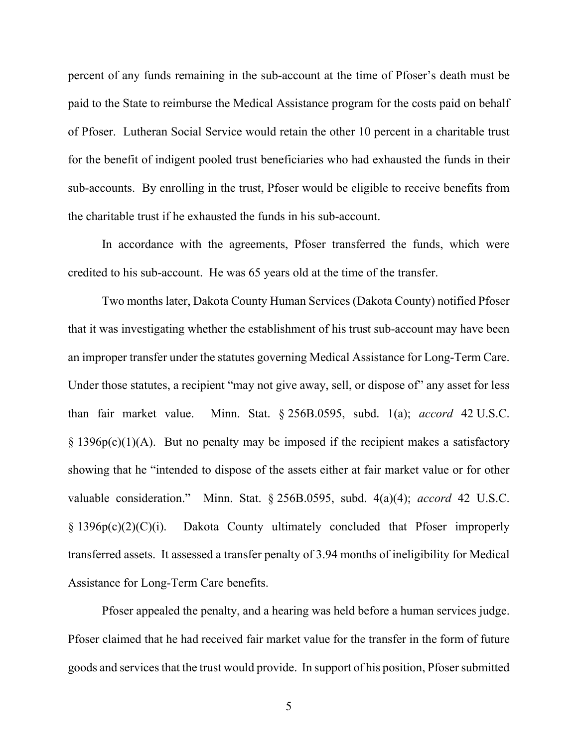percent of any funds remaining in the sub-account at the time of Pfoser's death must be paid to the State to reimburse the Medical Assistance program for the costs paid on behalf of Pfoser. Lutheran Social Service would retain the other 10 percent in a charitable trust for the benefit of indigent pooled trust beneficiaries who had exhausted the funds in their sub-accounts. By enrolling in the trust, Pfoser would be eligible to receive benefits from the charitable trust if he exhausted the funds in his sub-account.

In accordance with the agreements, Pfoser transferred the funds, which were credited to his sub-account. He was 65 years old at the time of the transfer.

Two months later, Dakota County Human Services (Dakota County) notified Pfoser that it was investigating whether the establishment of his trust sub-account may have been an improper transfer under the statutes governing Medical Assistance for Long-Term Care. Under those statutes, a recipient "may not give away, sell, or dispose of" any asset for less than fair market value. Minn. Stat. § 256B.0595, subd. 1(a); *accord* 42 U.S.C. § 1396p(c)(1)(A). But no penalty may be imposed if the recipient makes a satisfactory showing that he "intended to dispose of the assets either at fair market value or for other valuable consideration." Minn. Stat. § 256B.0595, subd. 4(a)(4); *accord* 42 U.S.C. § 1396p(c)(2)(C)(i). Dakota County ultimately concluded that Pfoser improperly transferred assets. It assessed a transfer penalty of 3.94 months of ineligibility for Medical Assistance for Long-Term Care benefits.

Pfoser appealed the penalty, and a hearing was held before a human services judge. Pfoser claimed that he had received fair market value for the transfer in the form of future goods and services that the trust would provide. In support of his position, Pfoser submitted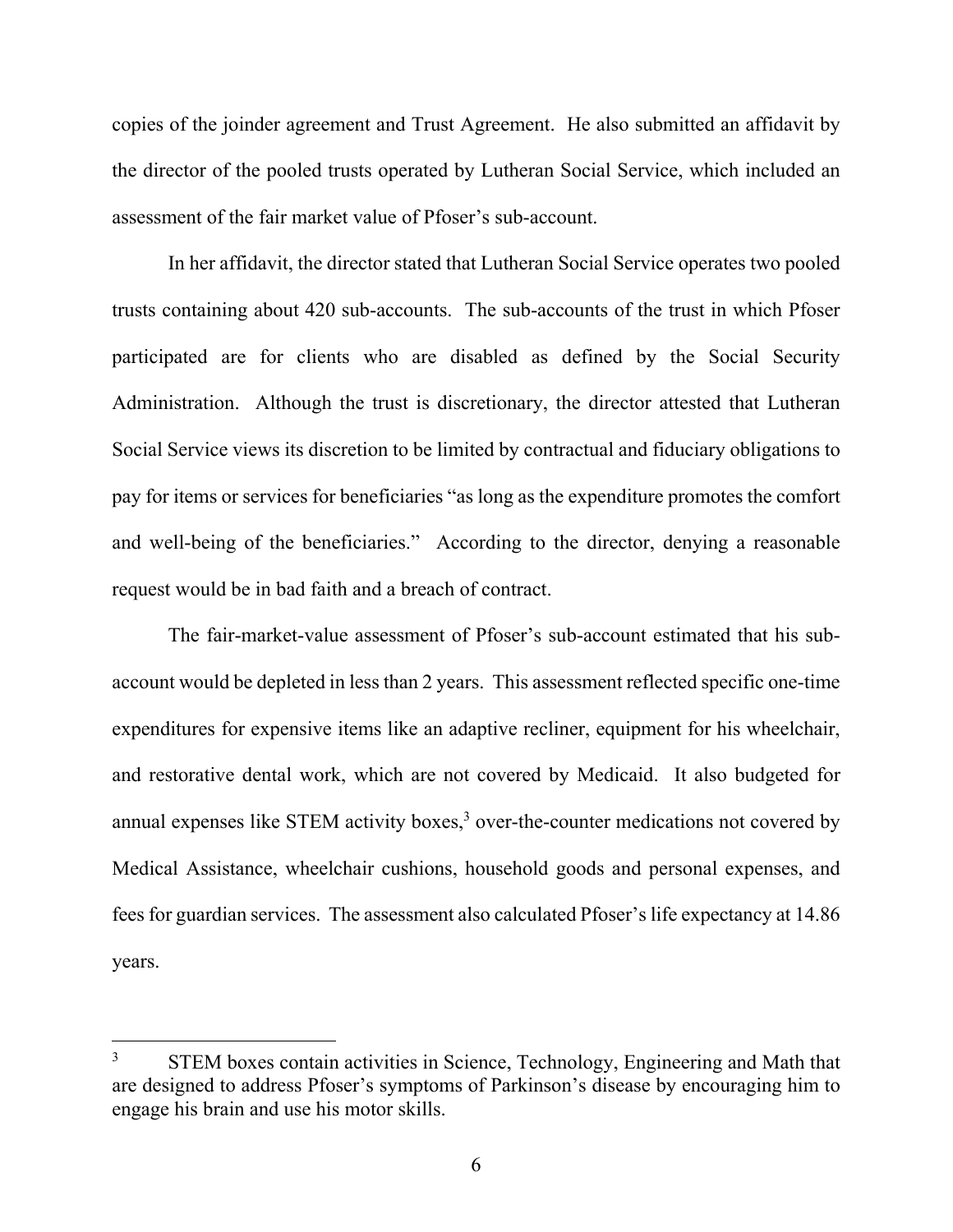copies of the joinder agreement and Trust Agreement. He also submitted an affidavit by the director of the pooled trusts operated by Lutheran Social Service, which included an assessment of the fair market value of Pfoser's sub-account.

In her affidavit, the director stated that Lutheran Social Service operates two pooled trusts containing about 420 sub-accounts. The sub-accounts of the trust in which Pfoser participated are for clients who are disabled as defined by the Social Security Administration. Although the trust is discretionary, the director attested that Lutheran Social Service views its discretion to be limited by contractual and fiduciary obligations to pay for items or services for beneficiaries "as long as the expenditure promotes the comfort and well-being of the beneficiaries." According to the director, denying a reasonable request would be in bad faith and a breach of contract.

The fair-market-value assessment of Pfoser's sub-account estimated that his sub-account would be depleted in less than 2 years. This assessment reflected specific one-time expenditures for expensive items like an adaptive recliner, equipment for his wheelchair, and restorative dental work, which are not covered by Medicaid. It also budgeted for annual expenses like STEM activity boxes,[3] over-the-counter medications not covered by Medical Assistance, wheelchair cushions, household goods and personal expenses, and fees for guardian services. The assessment also calculated Pfoser's life expectancy at 14.86 years.

---

[3] STEM boxes contain activities in Science, Technology, Engineering and Math that are designed to address Pfoser's symptoms of Parkinson's disease by encouraging him to engage his brain and use his motor skills.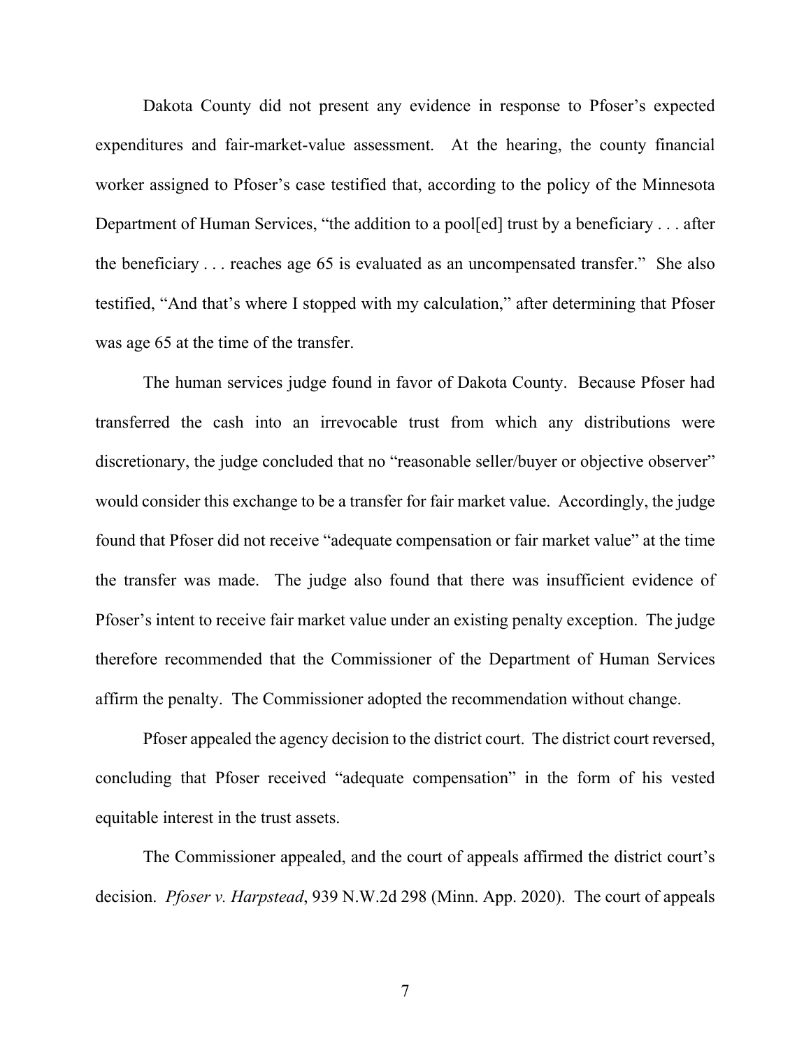Dakota County did not present any evidence in response to Pfoser's expected expenditures and fair-market-value assessment. At the hearing, the county financial worker assigned to Pfoser's case testified that, according to the policy of the Minnesota Department of Human Services, "the addition to a pool[ed] trust by a beneficiary . . . after the beneficiary . . . reaches age 65 is evaluated as an uncompensated transfer." She also testified, "And that's where I stopped with my calculation," after determining that Pfoser was age 65 at the time of the transfer.

The human services judge found in favor of Dakota County. Because Pfoser had transferred the cash into an irrevocable trust from which any distributions were discretionary, the judge concluded that no "reasonable seller/buyer or objective observer" would consider this exchange to be a transfer for fair market value. Accordingly, the judge found that Pfoser did not receive "adequate compensation or fair market value" at the time the transfer was made. The judge also found that there was insufficient evidence of Pfoser's intent to receive fair market value under an existing penalty exception. The judge therefore recommended that the Commissioner of the Department of Human Services affirm the penalty. The Commissioner adopted the recommendation without change.

Pfoser appealed the agency decision to the district court. The district court reversed, concluding that Pfoser received "adequate compensation" in the form of his vested equitable interest in the trust assets.

The Commissioner appealed, and the court of appeals affirmed the district court's decision. *Pfoser v. Harpstead*, 939 N.W.2d 298 (Minn. App. 2020). The court of appeals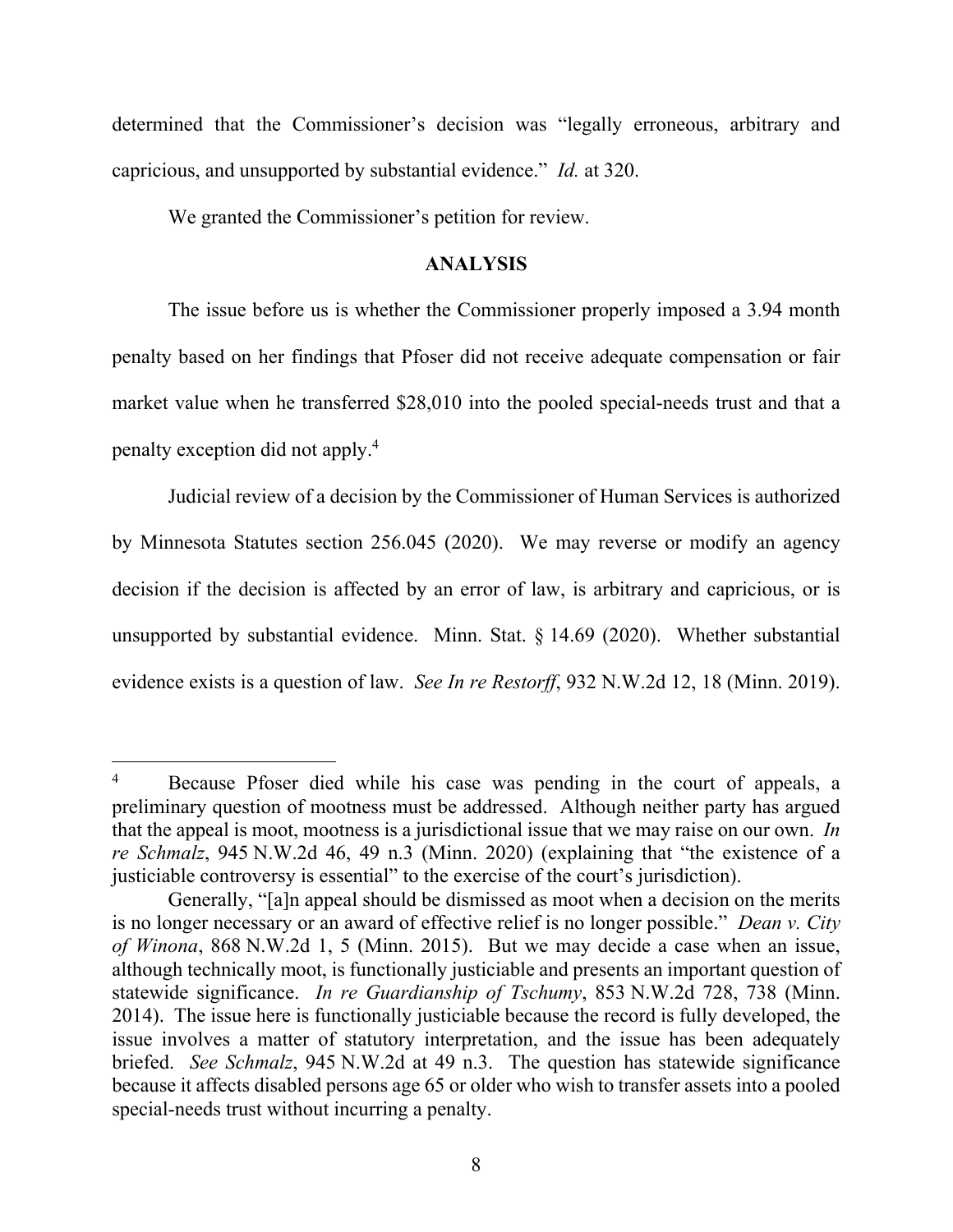determined that the Commissioner's decision was "legally erroneous, arbitrary and capricious, and unsupported by substantial evidence." *Id.* at 320.

We granted the Commissioner's petition for review.

## ANALYSIS

The issue before us is whether the Commissioner properly imposed a 3.94 month penalty based on her findings that Pfoser did not receive adequate compensation or fair market value when he transferred $28,010 into the pooled special-needs trust and that a penalty exception did not apply.[4]

Judicial review of a decision by the Commissioner of Human Services is authorized by Minnesota Statutes section 256.045 (2020). We may reverse or modify an agency decision if the decision is affected by an error of law, is arbitrary and capricious, or is unsupported by substantial evidence. Minn. Stat. § 14.69 (2020). Whether substantial evidence exists is a question of law. *See In re Restorff*, 932 N.W.2d 12, 18 (Minn. 2019).

---

[4] Because Pfoser died while his case was pending in the court of appeals, a preliminary question of mootness must be addressed. Although neither party has argued that the appeal is moot, mootness is a jurisdictional issue that we may raise on our own. *In re Schmalz*, 945 N.W.2d 46, 49 n.3 (Minn. 2020) (explaining that "the existence of a justiciable controversy is essential" to the exercise of the court's jurisdiction).

Generally, "[a]n appeal should be dismissed as moot when a decision on the merits is no longer necessary or an award of effective relief is no longer possible." *Dean v. City of Winona*, 868 N.W.2d 1, 5 (Minn. 2015). But we may decide a case when an issue, although technically moot, is functionally justiciable and presents an important question of statewide significance. *In re Guardianship of Tschumy*, 853 N.W.2d 728, 738 (Minn. 2014). The issue here is functionally justiciable because the record is fully developed, the issue involves a matter of statutory interpretation, and the issue has been adequately briefed. *See Schmalz*, 945 N.W.2d at 49 n.3. The question has statewide significance because it affects disabled persons age 65 or older who wish to transfer assets into a pooled special-needs trust without incurring a penalty.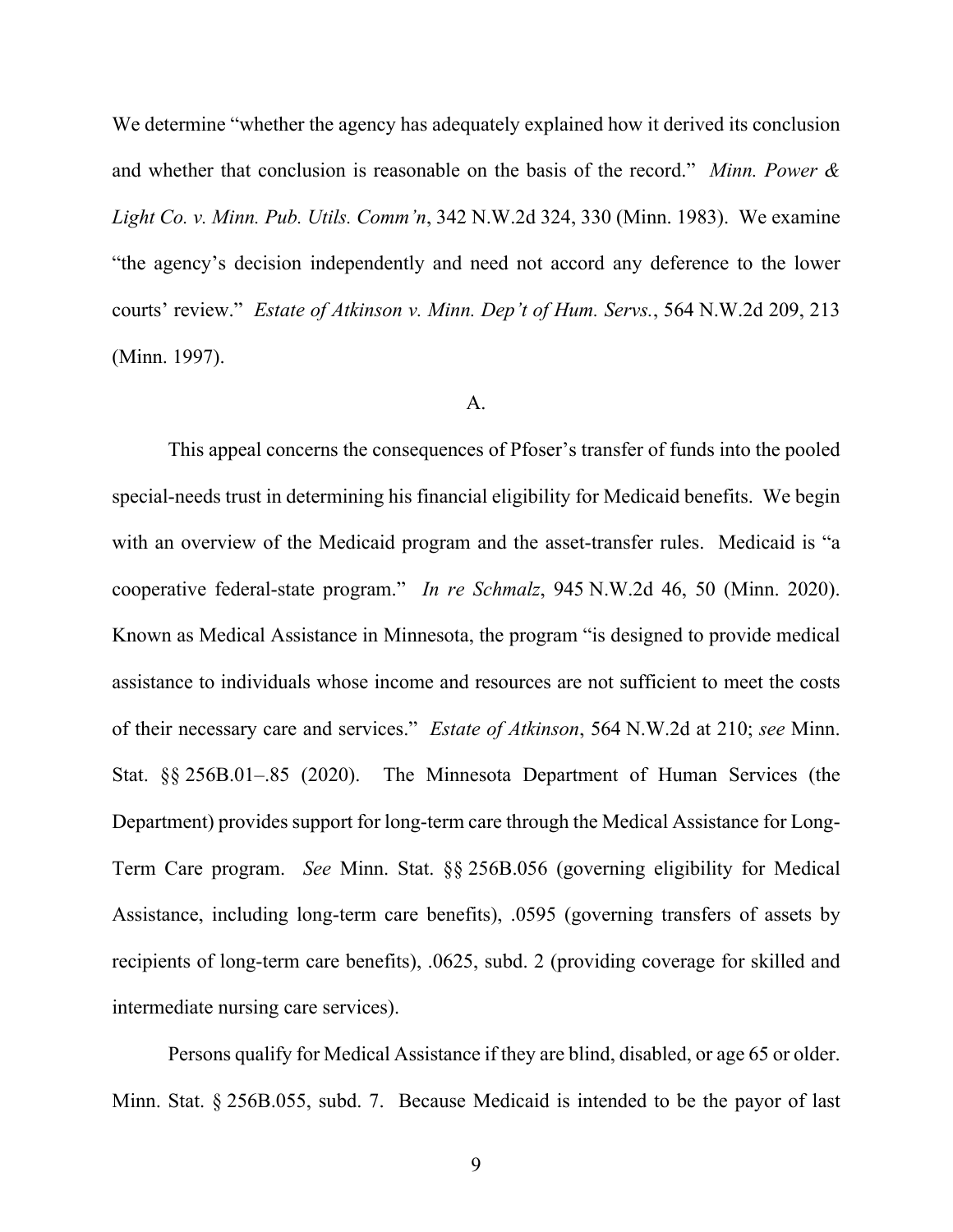We determine "whether the agency has adequately explained how it derived its conclusion and whether that conclusion is reasonable on the basis of the record." *Minn. Power & Light Co. v. Minn. Pub. Utils. Comm'n*, 342 N.W.2d 324, 330 (Minn. 1983). We examine "the agency's decision independently and need not accord any deference to the lower courts' review." *Estate of Atkinson v. Minn. Dep't of Hum. Servs.*, 564 N.W.2d 209, 213 (Minn. 1997).

A.

This appeal concerns the consequences of Pfoser's transfer of funds into the pooled special-needs trust in determining his financial eligibility for Medicaid benefits. We begin with an overview of the Medicaid program and the asset-transfer rules. Medicaid is "a cooperative federal-state program." *In re Schmalz*, 945 N.W.2d 46, 50 (Minn. 2020). Known as Medical Assistance in Minnesota, the program "is designed to provide medical assistance to individuals whose income and resources are not sufficient to meet the costs of their necessary care and services." *Estate of Atkinson*, 564 N.W.2d at 210; *see* Minn. Stat. §§ 256B.01–.85 (2020). The Minnesota Department of Human Services (the Department) provides support for long-term care through the Medical Assistance for Long-Term Care program. *See* Minn. Stat. §§ 256B.056 (governing eligibility for Medical Assistance, including long-term care benefits), .0595 (governing transfers of assets by recipients of long-term care benefits), .0625, subd. 2 (providing coverage for skilled and intermediate nursing care services).

Persons qualify for Medical Assistance if they are blind, disabled, or age 65 or older. Minn. Stat. § 256B.055, subd. 7. Because Medicaid is intended to be the payor of last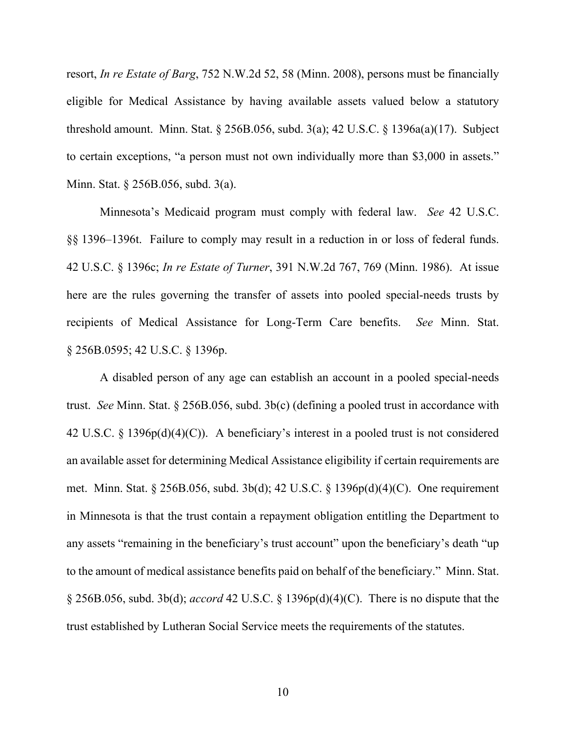resort, *In re Estate of Barg*, 752 N.W.2d 52, 58 (Minn. 2008), persons must be financially eligible for Medical Assistance by having available assets valued below a statutory threshold amount. Minn. Stat. § 256B.056, subd. 3(a); 42 U.S.C. § 1396a(a)(17). Subject to certain exceptions, "a person must not own individually more than $3,000 in assets." Minn. Stat. § 256B.056, subd. 3(a).

Minnesota's Medicaid program must comply with federal law. *See* 42 U.S.C. §§ 1396–1396t. Failure to comply may result in a reduction in or loss of federal funds. 42 U.S.C. § 1396c; *In re Estate of Turner*, 391 N.W.2d 767, 769 (Minn. 1986). At issue here are the rules governing the transfer of assets into pooled special-needs trusts by recipients of Medical Assistance for Long-Term Care benefits. *See* Minn. Stat. § 256B.0595; 42 U.S.C. § 1396p.

A disabled person of any age can establish an account in a pooled special-needs trust. *See* Minn. Stat. § 256B.056, subd. 3b(c) (defining a pooled trust in accordance with 42 U.S.C. § 1396p(d)(4)(C)). A beneficiary's interest in a pooled trust is not considered an available asset for determining Medical Assistance eligibility if certain requirements are met. Minn. Stat. § 256B.056, subd. 3b(d); 42 U.S.C. § 1396p(d)(4)(C). One requirement in Minnesota is that the trust contain a repayment obligation entitling the Department to any assets "remaining in the beneficiary's trust account" upon the beneficiary's death "up to the amount of medical assistance benefits paid on behalf of the beneficiary." Minn. Stat. § 256B.056, subd. 3b(d); *accord* 42 U.S.C. § 1396p(d)(4)(C). There is no dispute that the trust established by Lutheran Social Service meets the requirements of the statutes.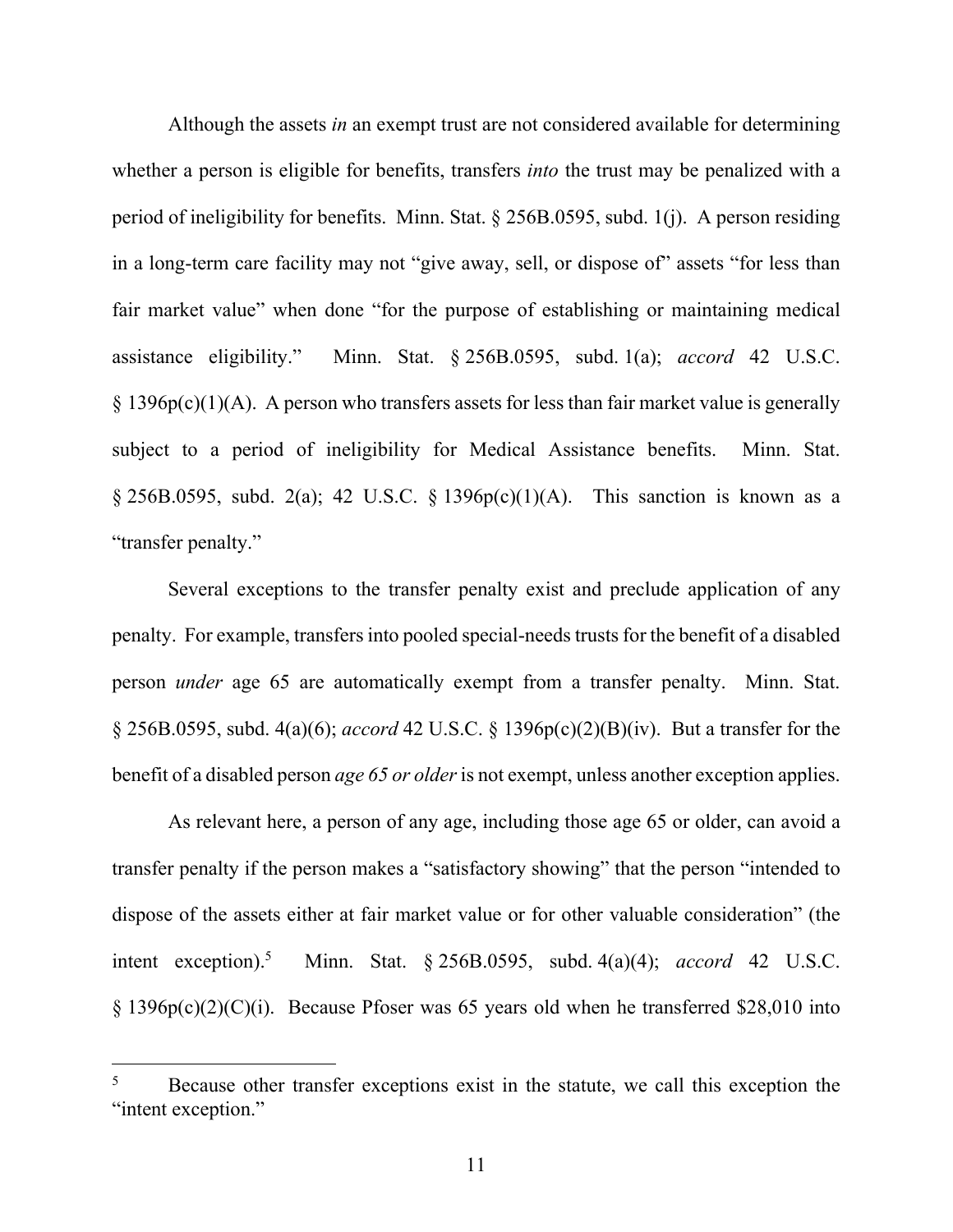Although the assets *in* an exempt trust are not considered available for determining whether a person is eligible for benefits, transfers *into* the trust may be penalized with a period of ineligibility for benefits. Minn. Stat. § 256B.0595, subd. 1(j). A person residing in a long-term care facility may not "give away, sell, or dispose of" assets "for less than fair market value" when done "for the purpose of establishing or maintaining medical assistance eligibility." Minn. Stat. § 256B.0595, subd. 1(a); *accord* 42 U.S.C. § 1396p(c)(1)(A). A person who transfers assets for less than fair market value is generally subject to a period of ineligibility for Medical Assistance benefits. Minn. Stat. § 256B.0595, subd. 2(a); 42 U.S.C. § 1396p(c)(1)(A). This sanction is known as a "transfer penalty."

Several exceptions to the transfer penalty exist and preclude application of any penalty. For example, transfers into pooled special-needs trusts for the benefit of a disabled person *under* age 65 are automatically exempt from a transfer penalty. Minn. Stat. § 256B.0595, subd. 4(a)(6); *accord* 42 U.S.C. § 1396p(c)(2)(B)(iv). But a transfer for the benefit of a disabled person *age 65 or older* is not exempt, unless another exception applies.

As relevant here, a person of any age, including those age 65 or older, can avoid a transfer penalty if the person makes a "satisfactory showing" that the person "intended to dispose of the assets either at fair market value or for other valuable consideration" (the intent exception).[5] Minn. Stat. § 256B.0595, subd. 4(a)(4); *accord* 42 U.S.C. § 1396p(c)(2)(C)(i). Because Pfoser was 65 years old when he transferred $28,010 into

---

[5] Because other transfer exceptions exist in the statute, we call this exception the "intent exception."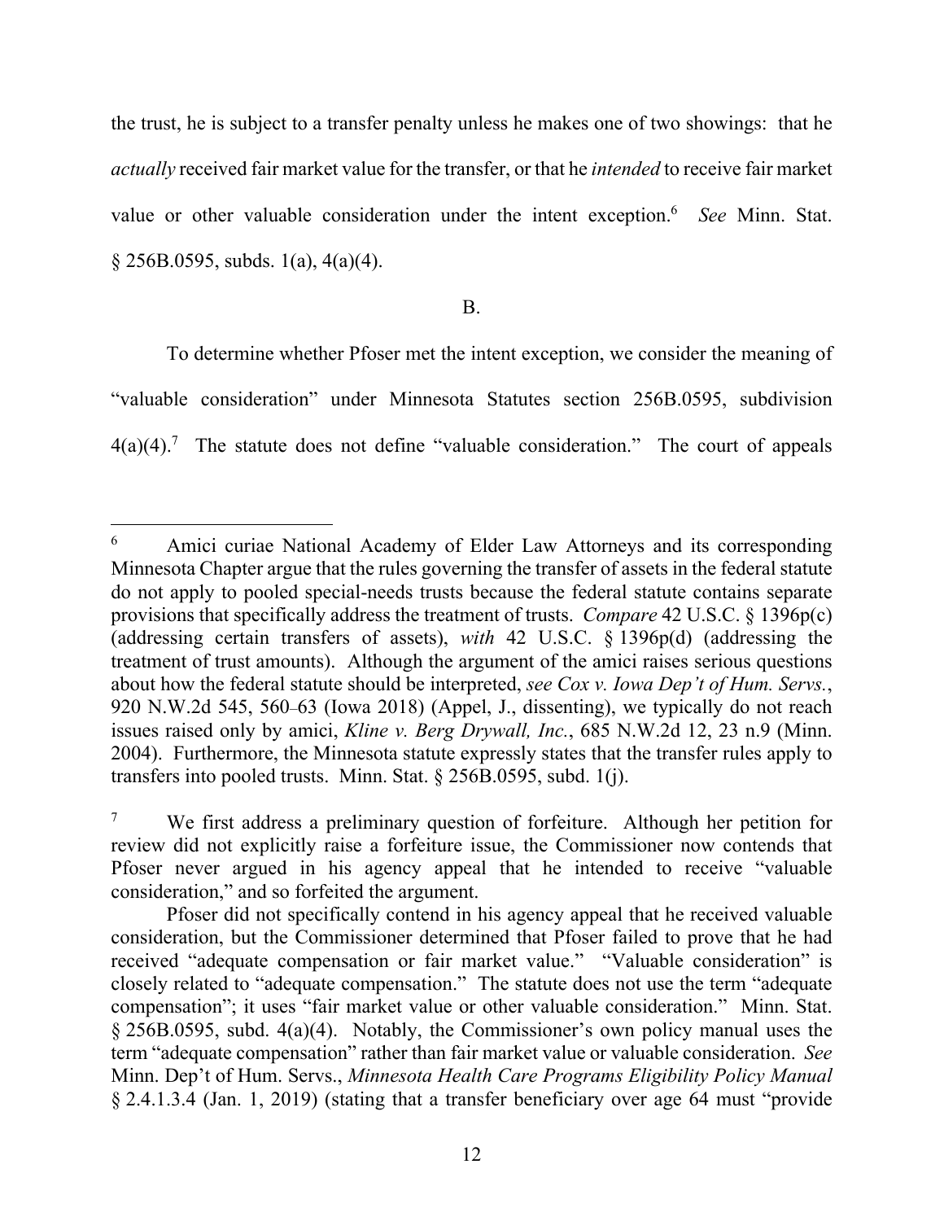the trust, he is subject to a transfer penalty unless he makes one of two showings: that he *actually* received fair market value for the transfer, or that he *intended* to receive fair market value or other valuable consideration under the intent exception.[6] *See* Minn. Stat. § 256B.0595, subds. 1(a), 4(a)(4).

B.

To determine whether Pfoser met the intent exception, we consider the meaning of "valuable consideration" under Minnesota Statutes section 256B.0595, subdivision 4(a)(4).[7] The statute does not define "valuable consideration." The court of appeals

---

[6] Amici curiae National Academy of Elder Law Attorneys and its corresponding Minnesota Chapter argue that the rules governing the transfer of assets in the federal statute do not apply to pooled special-needs trusts because the federal statute contains separate provisions that specifically address the treatment of trusts. *Compare* 42 U.S.C. § 1396p(c) (addressing certain transfers of assets), *with* 42 U.S.C. § 1396p(d) (addressing the treatment of trust amounts). Although the argument of the amici raises serious questions about how the federal statute should be interpreted, *see Cox v. Iowa Dep't of Hum. Servs.*, 920 N.W.2d 545, 560–63 (Iowa 2018) (Appel, J., dissenting), we typically do not reach issues raised only by amici, *Kline v. Berg Drywall, Inc.*, 685 N.W.2d 12, 23 n.9 (Minn. 2004). Furthermore, the Minnesota statute expressly states that the transfer rules apply to transfers into pooled trusts. Minn. Stat. § 256B.0595, subd. 1(j).

[7] We first address a preliminary question of forfeiture. Although her petition for review did not explicitly raise a forfeiture issue, the Commissioner now contends that Pfoser never argued in his agency appeal that he intended to receive "valuable consideration," and so forfeited the argument.

Pfoser did not specifically contend in his agency appeal that he received valuable consideration, but the Commissioner determined that Pfoser failed to prove that he had received "adequate compensation or fair market value." "Valuable consideration" is closely related to "adequate compensation." The statute does not use the term "adequate compensation"; it uses "fair market value or other valuable consideration." Minn. Stat. § 256B.0595, subd. 4(a)(4). Notably, the Commissioner's own policy manual uses the term "adequate compensation" rather than fair market value or valuable consideration. *See* Minn. Dep't of Hum. Servs., *Minnesota Health Care Programs Eligibility Policy Manual* § 2.4.1.3.4 (Jan. 1, 2019) (stating that a transfer beneficiary over age 64 must "provide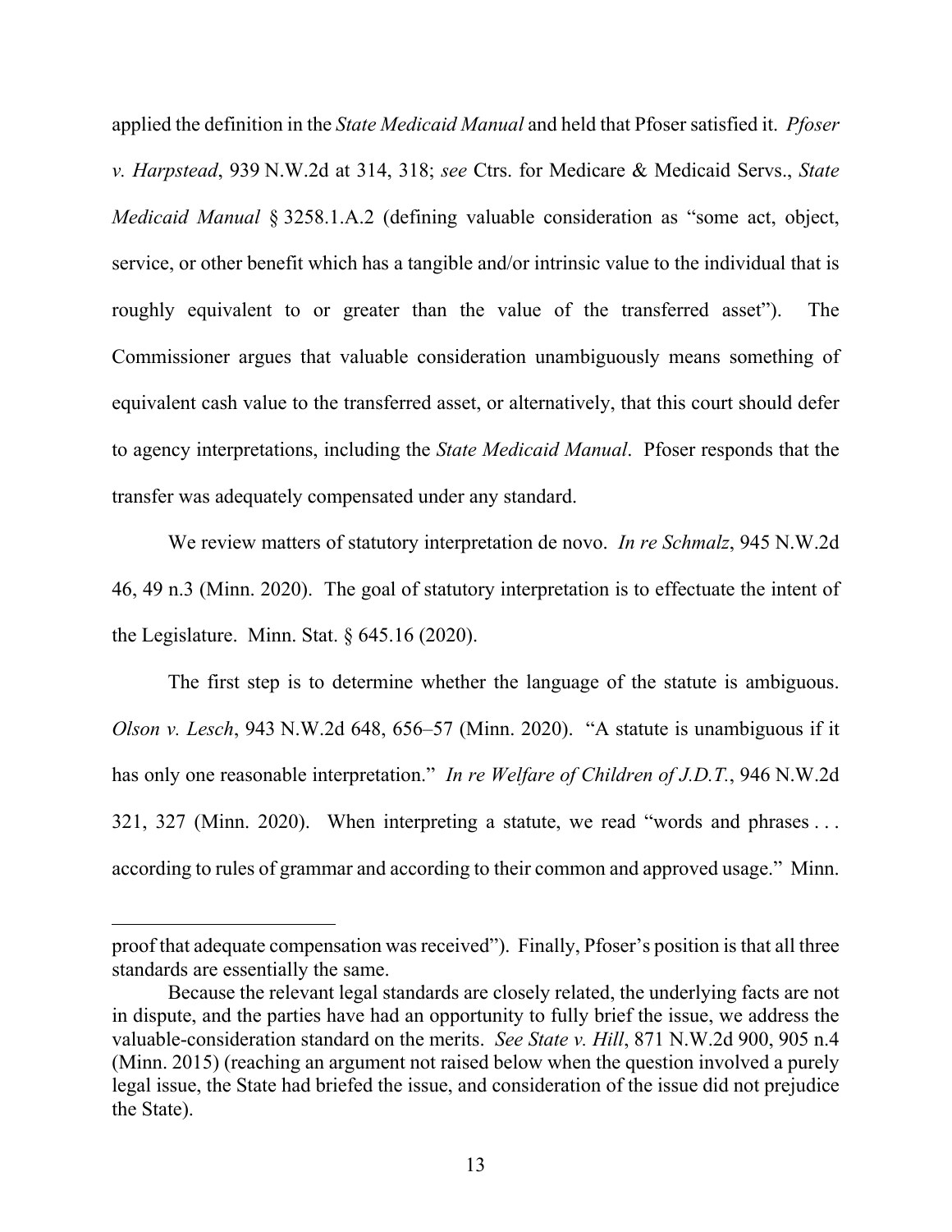applied the definition in the *State Medicaid Manual* and held that Pfoser satisfied it. *Pfoser v. Harpstead*, 939 N.W.2d at 314, 318; *see* Ctrs. for Medicare & Medicaid Servs., *State Medicaid Manual* § 3258.1.A.2 (defining valuable consideration as "some act, object, service, or other benefit which has a tangible and/or intrinsic value to the individual that is roughly equivalent to or greater than the value of the transferred asset"). The Commissioner argues that valuable consideration unambiguously means something of equivalent cash value to the transferred asset, or alternatively, that this court should defer to agency interpretations, including the *State Medicaid Manual*. Pfoser responds that the transfer was adequately compensated under any standard.

We review matters of statutory interpretation de novo. *In re Schmalz*, 945 N.W.2d 46, 49 n.3 (Minn. 2020). The goal of statutory interpretation is to effectuate the intent of the Legislature. Minn. Stat. § 645.16 (2020).

The first step is to determine whether the language of the statute is ambiguous. *Olson v. Lesch*, 943 N.W.2d 648, 656–57 (Minn. 2020). "A statute is unambiguous if it has only one reasonable interpretation." *In re Welfare of Children of J.D.T.*, 946 N.W.2d 321, 327 (Minn. 2020). When interpreting a statute, we read "words and phrases . . . according to rules of grammar and according to their common and approved usage." Minn.

---

proof that adequate compensation was received"). Finally, Pfoser's position is that all three standards are essentially the same.

Because the relevant legal standards are closely related, the underlying facts are not in dispute, and the parties have had an opportunity to fully brief the issue, we address the valuable-consideration standard on the merits. *See State v. Hill*, 871 N.W.2d 900, 905 n.4 (Minn. 2015) (reaching an argument not raised below when the question involved a purely legal issue, the State had briefed the issue, and consideration of the issue did not prejudice the State).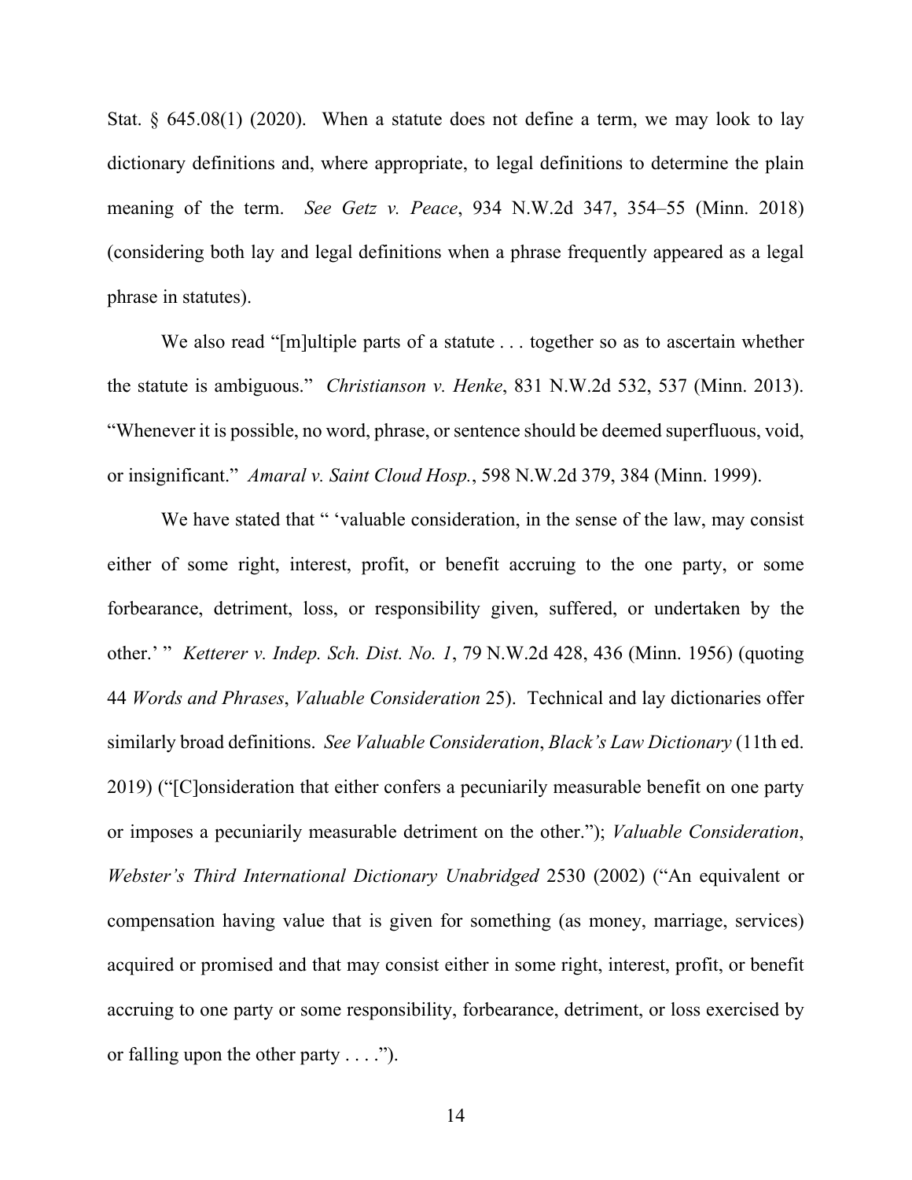Stat. § 645.08(1) (2020). When a statute does not define a term, we may look to lay dictionary definitions and, where appropriate, to legal definitions to determine the plain meaning of the term. *See Getz v. Peace*, 934 N.W.2d 347, 354–55 (Minn. 2018) (considering both lay and legal definitions when a phrase frequently appeared as a legal phrase in statutes).

We also read "[m]ultiple parts of a statute . . . together so as to ascertain whether the statute is ambiguous." *Christianson v. Henke*, 831 N.W.2d 532, 537 (Minn. 2013). "Whenever it is possible, no word, phrase, or sentence should be deemed superfluous, void, or insignificant." *Amaral v. Saint Cloud Hosp.*, 598 N.W.2d 379, 384 (Minn. 1999).

We have stated that " 'valuable consideration, in the sense of the law, may consist either of some right, interest, profit, or benefit accruing to the one party, or some forbearance, detriment, loss, or responsibility given, suffered, or undertaken by the other.' " *Ketterer v. Indep. Sch. Dist. No. 1*, 79 N.W.2d 428, 436 (Minn. 1956) (quoting 44 *Words and Phrases*, *Valuable Consideration* 25). Technical and lay dictionaries offer similarly broad definitions. *See Valuable Consideration*, *Black's Law Dictionary* (11th ed. 2019) ("[C]onsideration that either confers a pecuniarily measurable benefit on one party or imposes a pecuniarily measurable detriment on the other."); *Valuable Consideration*, *Webster's Third International Dictionary Unabridged* 2530 (2002) ("An equivalent or compensation having value that is given for something (as money, marriage, services) acquired or promised and that may consist either in some right, interest, profit, or benefit accruing to one party or some responsibility, forbearance, detriment, or loss exercised by or falling upon the other party . . . .").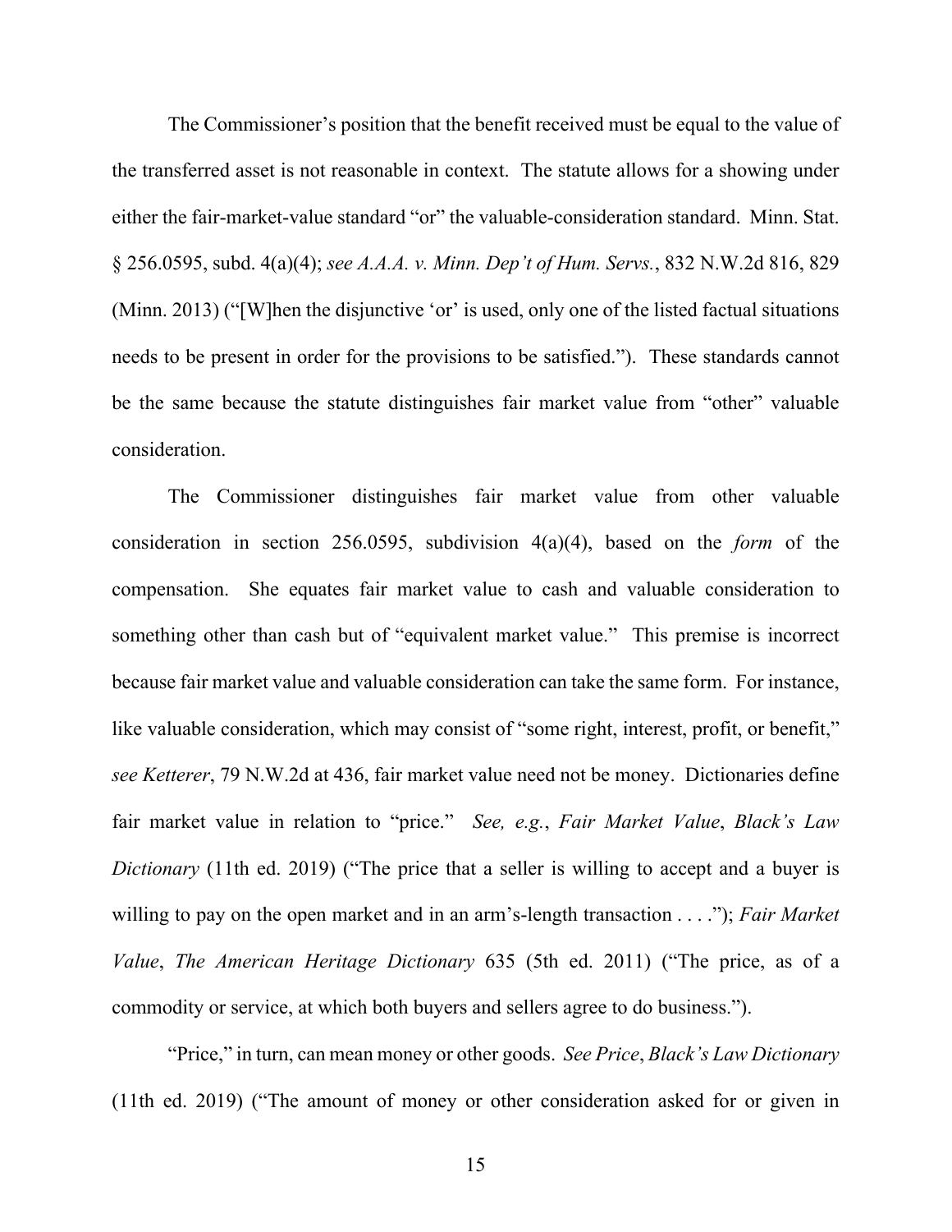The Commissioner's position that the benefit received must be equal to the value of the transferred asset is not reasonable in context. The statute allows for a showing under either the fair-market-value standard "or" the valuable-consideration standard. Minn. Stat. § 256.0595, subd. 4(a)(4); *see A.A.A. v. Minn. Dep't of Hum. Servs.*, 832 N.W.2d 816, 829 (Minn. 2013) ("[W]hen the disjunctive 'or' is used, only one of the listed factual situations needs to be present in order for the provisions to be satisfied."). These standards cannot be the same because the statute distinguishes fair market value from "other" valuable consideration.

The Commissioner distinguishes fair market value from other valuable consideration in section 256.0595, subdivision 4(a)(4), based on the *form* of the compensation. She equates fair market value to cash and valuable consideration to something other than cash but of "equivalent market value." This premise is incorrect because fair market value and valuable consideration can take the same form. For instance, like valuable consideration, which may consist of "some right, interest, profit, or benefit," *see Ketterer*, 79 N.W.2d at 436, fair market value need not be money. Dictionaries define fair market value in relation to "price." *See, e.g.*, *Fair Market Value*, *Black's Law Dictionary* (11th ed. 2019) ("The price that a seller is willing to accept and a buyer is willing to pay on the open market and in an arm's-length transaction . . . ."); *Fair Market Value*, *The American Heritage Dictionary* 635 (5th ed. 2011) ("The price, as of a commodity or service, at which both buyers and sellers agree to do business.").

"Price," in turn, can mean money or other goods. *See Price*, *Black's Law Dictionary* (11th ed. 2019) ("The amount of money or other consideration asked for or given in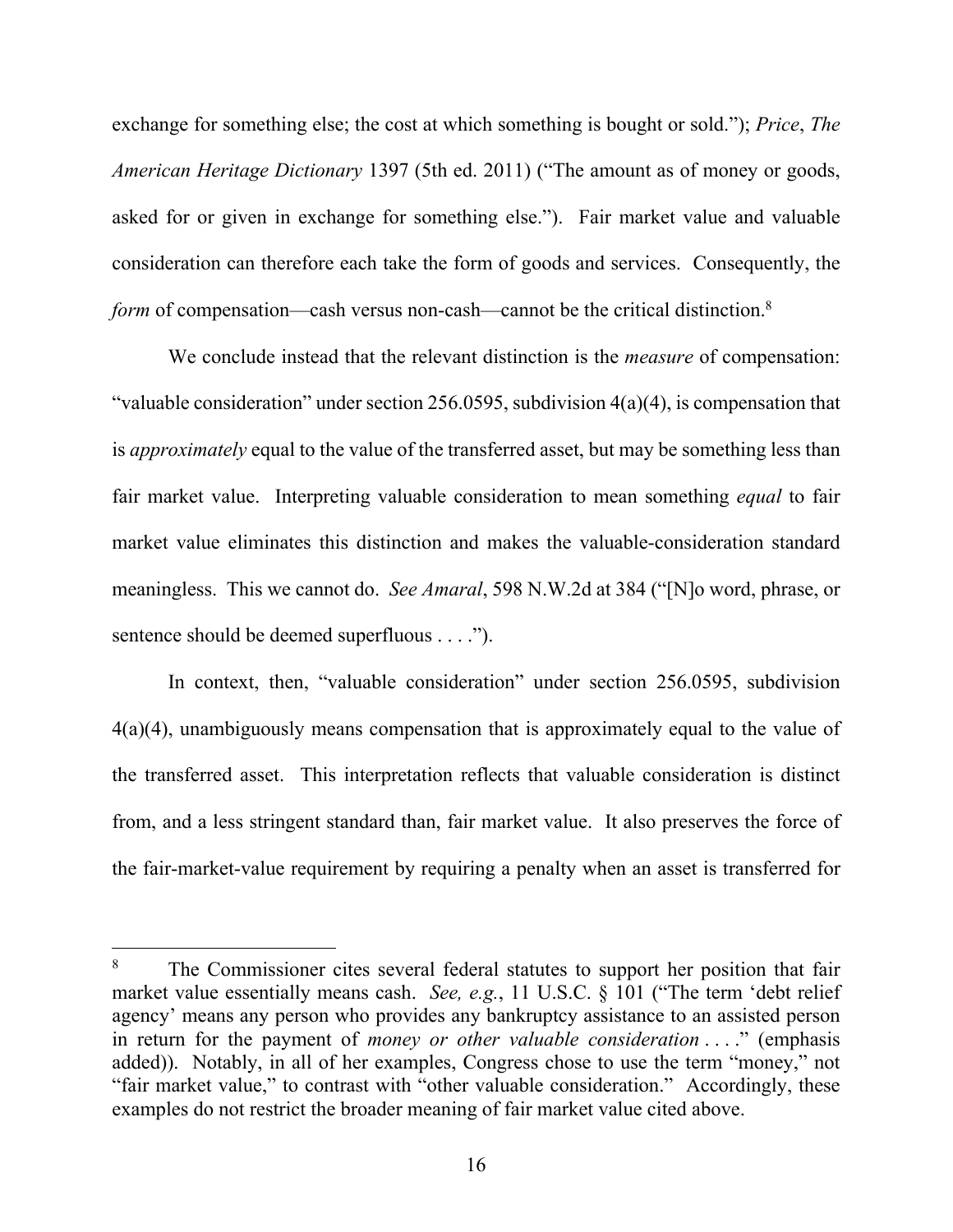exchange for something else; the cost at which something is bought or sold."); *Price*, *The American Heritage Dictionary* 1397 (5th ed. 2011) ("The amount as of money or goods, asked for or given in exchange for something else."). Fair market value and valuable consideration can therefore each take the form of goods and services. Consequently, the *form* of compensation—cash versus non-cash—cannot be the critical distinction.[8]

We conclude instead that the relevant distinction is the *measure* of compensation: "valuable consideration" under section 256.0595, subdivision 4(a)(4), is compensation that is *approximately* equal to the value of the transferred asset, but may be something less than fair market value. Interpreting valuable consideration to mean something *equal* to fair market value eliminates this distinction and makes the valuable-consideration standard meaningless. This we cannot do. *See Amaral*, 598 N.W.2d at 384 ("[N]o word, phrase, or sentence should be deemed superfluous . . . .").

In context, then, "valuable consideration" under section 256.0595, subdivision 4(a)(4), unambiguously means compensation that is approximately equal to the value of the transferred asset. This interpretation reflects that valuable consideration is distinct from, and a less stringent standard than, fair market value. It also preserves the force of the fair-market-value requirement by requiring a penalty when an asset is transferred for

---

[8] The Commissioner cites several federal statutes to support her position that fair market value essentially means cash. *See, e.g.*, 11 U.S.C. § 101 ("The term 'debt relief agency' means any person who provides any bankruptcy assistance to an assisted person in return for the payment of *money or other valuable consideration* . . . ." (emphasis added)). Notably, in all of her examples, Congress chose to use the term "money," not "fair market value," to contrast with "other valuable consideration." Accordingly, these examples do not restrict the broader meaning of fair market value cited above.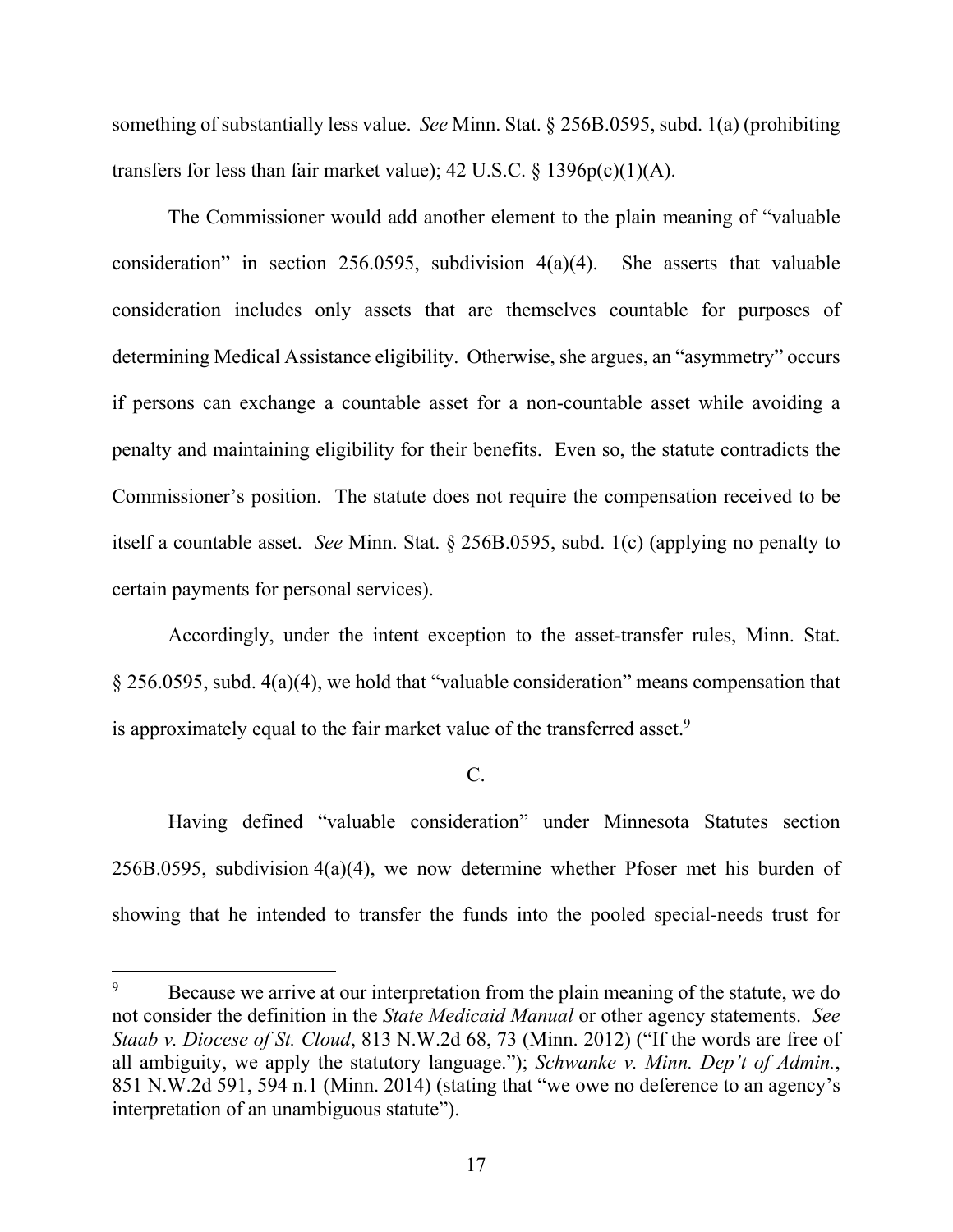something of substantially less value. *See* Minn. Stat. § 256B.0595, subd. 1(a) (prohibiting transfers for less than fair market value); 42 U.S.C. § 1396p(c)(1)(A).

The Commissioner would add another element to the plain meaning of "valuable consideration" in section 256.0595, subdivision 4(a)(4). She asserts that valuable consideration includes only assets that are themselves countable for purposes of determining Medical Assistance eligibility. Otherwise, she argues, an "asymmetry" occurs if persons can exchange a countable asset for a non-countable asset while avoiding a penalty and maintaining eligibility for their benefits. Even so, the statute contradicts the Commissioner's position. The statute does not require the compensation received to be itself a countable asset. *See* Minn. Stat. § 256B.0595, subd. 1(c) (applying no penalty to certain payments for personal services).

Accordingly, under the intent exception to the asset-transfer rules, Minn. Stat. § 256.0595, subd. 4(a)(4), we hold that "valuable consideration" means compensation that is approximately equal to the fair market value of the transferred asset.[9]

C.

Having defined "valuable consideration" under Minnesota Statutes section 256B.0595, subdivision 4(a)(4), we now determine whether Pfoser met his burden of showing that he intended to transfer the funds into the pooled special-needs trust for

---

[9] Because we arrive at our interpretation from the plain meaning of the statute, we do not consider the definition in the *State Medicaid Manual* or other agency statements. *See Staab v. Diocese of St. Cloud*, 813 N.W.2d 68, 73 (Minn. 2012) ("If the words are free of all ambiguity, we apply the statutory language."); *Schwanke v. Minn. Dep't of Admin.*, 851 N.W.2d 591, 594 n.1 (Minn. 2014) (stating that "we owe no deference to an agency's interpretation of an unambiguous statute").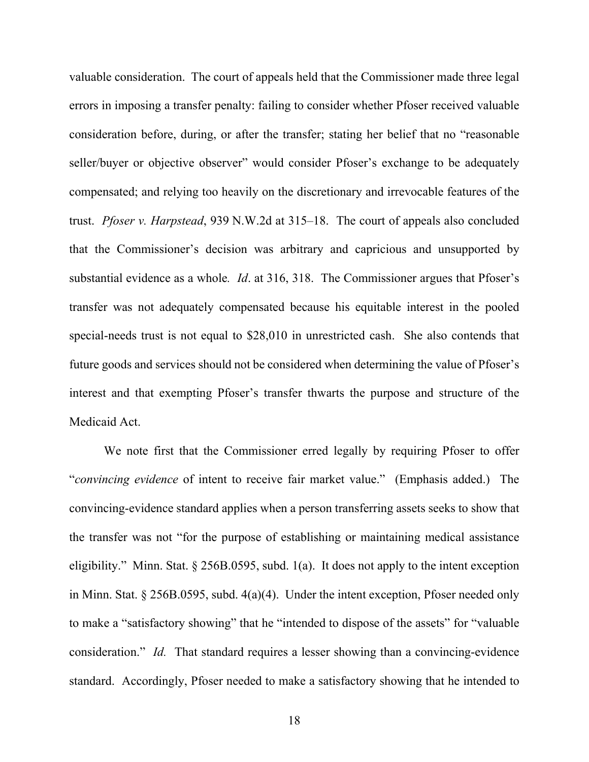valuable consideration. The court of appeals held that the Commissioner made three legal errors in imposing a transfer penalty: failing to consider whether Pfoser received valuable consideration before, during, or after the transfer; stating her belief that no "reasonable seller/buyer or objective observer" would consider Pfoser's exchange to be adequately compensated; and relying too heavily on the discretionary and irrevocable features of the trust. *Pfoser v. Harpstead*, 939 N.W.2d at 315–18. The court of appeals also concluded that the Commissioner's decision was arbitrary and capricious and unsupported by substantial evidence as a whole. *Id*. at 316, 318. The Commissioner argues that Pfoser's transfer was not adequately compensated because his equitable interest in the pooled special-needs trust is not equal to $28,010 in unrestricted cash. She also contends that future goods and services should not be considered when determining the value of Pfoser's interest and that exempting Pfoser's transfer thwarts the purpose and structure of the Medicaid Act.

We note first that the Commissioner erred legally by requiring Pfoser to offer "*convincing evidence* of intent to receive fair market value." (Emphasis added.) The convincing-evidence standard applies when a person transferring assets seeks to show that the transfer was not "for the purpose of establishing or maintaining medical assistance eligibility." Minn. Stat. § 256B.0595, subd. 1(a). It does not apply to the intent exception in Minn. Stat. § 256B.0595, subd. 4(a)(4). Under the intent exception, Pfoser needed only to make a "satisfactory showing" that he "intended to dispose of the assets" for "valuable consideration." *Id.* That standard requires a lesser showing than a convincing-evidence standard. Accordingly, Pfoser needed to make a satisfactory showing that he intended to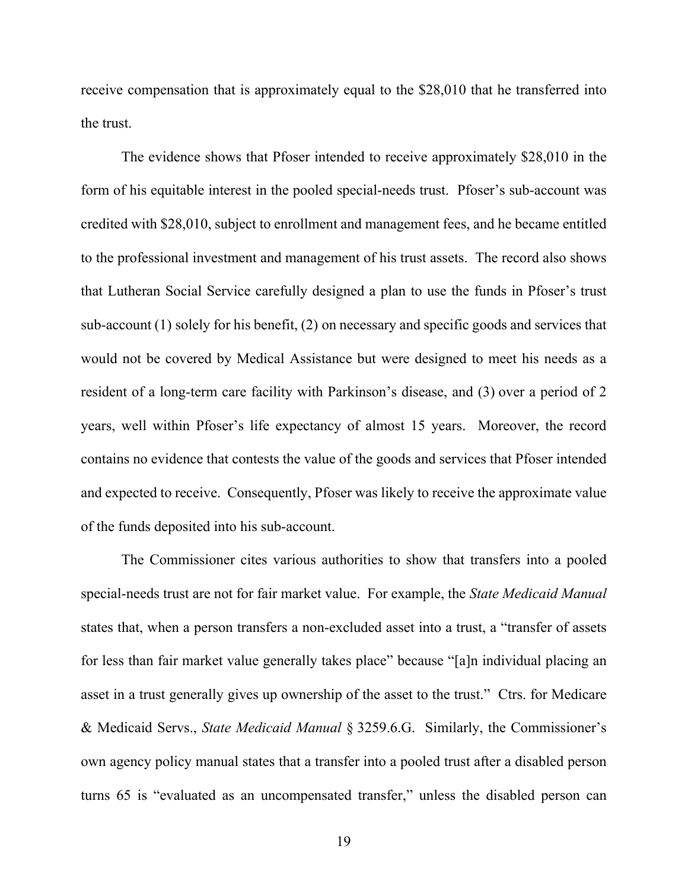receive compensation that is approximately equal to the $28,010 that he transferred into the trust.

The evidence shows that Pfoser intended to receive approximately $28,010 in the form of his equitable interest in the pooled special-needs trust. Pfoser's sub-account was credited with $28,010, subject to enrollment and management fees, and he became entitled to the professional investment and management of his trust assets. The record also shows that Lutheran Social Service carefully designed a plan to use the funds in Pfoser's trust sub-account (1) solely for his benefit, (2) on necessary and specific goods and services that would not be covered by Medical Assistance but were designed to meet his needs as a resident of a long-term care facility with Parkinson's disease, and (3) over a period of 2 years, well within Pfoser's life expectancy of almost 15 years. Moreover, the record contains no evidence that contests the value of the goods and services that Pfoser intended and expected to receive. Consequently, Pfoser was likely to receive the approximate value of the funds deposited into his sub-account.

The Commissioner cites various authorities to show that transfers into a pooled special-needs trust are not for fair market value. For example, the *State Medicaid Manual* states that, when a person transfers a non-excluded asset into a trust, a "transfer of assets for less than fair market value generally takes place" because "[a]n individual placing an asset in a trust generally gives up ownership of the asset to the trust." Ctrs. for Medicare & Medicaid Servs., *State Medicaid Manual* § 3259.6.G. Similarly, the Commissioner's own agency policy manual states that a transfer into a pooled trust after a disabled person turns 65 is "evaluated as an uncompensated transfer," unless the disabled person can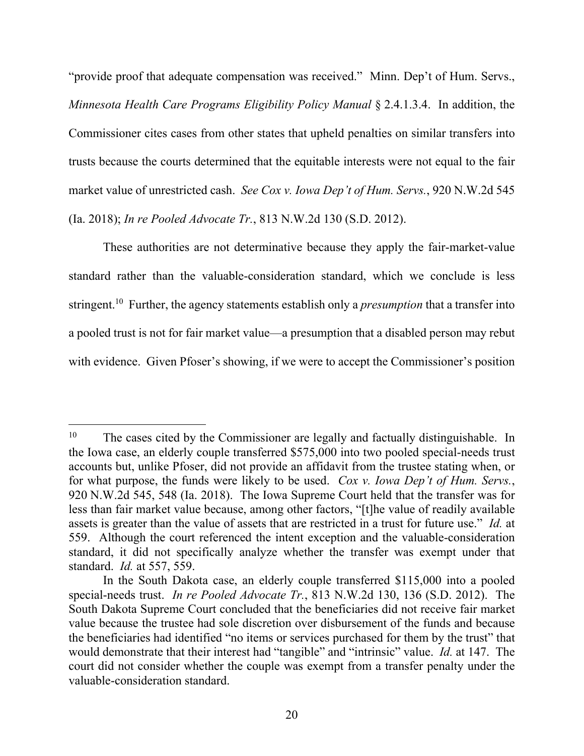"provide proof that adequate compensation was received." Minn. Dep't of Hum. Servs., *Minnesota Health Care Programs Eligibility Policy Manual* § 2.4.1.3.4. In addition, the Commissioner cites cases from other states that upheld penalties on similar transfers into trusts because the courts determined that the equitable interests were not equal to the fair market value of unrestricted cash. *See Cox v. Iowa Dep't of Hum. Servs.*, 920 N.W.2d 545 (Ia. 2018); *In re Pooled Advocate Tr.*, 813 N.W.2d 130 (S.D. 2012).

These authorities are not determinative because they apply the fair-market-value standard rather than the valuable-consideration standard, which we conclude is less stringent.[10] Further, the agency statements establish only a *presumption* that a transfer into a pooled trust is not for fair market value—a presumption that a disabled person may rebut with evidence. Given Pfoser's showing, if we were to accept the Commissioner's position

---

[10] The cases cited by the Commissioner are legally and factually distinguishable. In the Iowa case, an elderly couple transferred $575,000 into two pooled special-needs trust accounts but, unlike Pfoser, did not provide an affidavit from the trustee stating when, or for what purpose, the funds were likely to be used. *Cox v. Iowa Dep't of Hum. Servs.*, 920 N.W.2d 545, 548 (Ia. 2018). The Iowa Supreme Court held that the transfer was for less than fair market value because, among other factors, "[t]he value of readily available assets is greater than the value of assets that are restricted in a trust for future use." *Id.* at 559. Although the court referenced the intent exception and the valuable-consideration standard, it did not specifically analyze whether the transfer was exempt under that standard. *Id.* at 557, 559.

In the South Dakota case, an elderly couple transferred $115,000 into a pooled special-needs trust. *In re Pooled Advocate Tr.*, 813 N.W.2d 130, 136 (S.D. 2012). The South Dakota Supreme Court concluded that the beneficiaries did not receive fair market value because the trustee had sole discretion over disbursement of the funds and because the beneficiaries had identified "no items or services purchased for them by the trust" that would demonstrate that their interest had "tangible" and "intrinsic" value. *Id.* at 147. The court did not consider whether the couple was exempt from a transfer penalty under the valuable-consideration standard.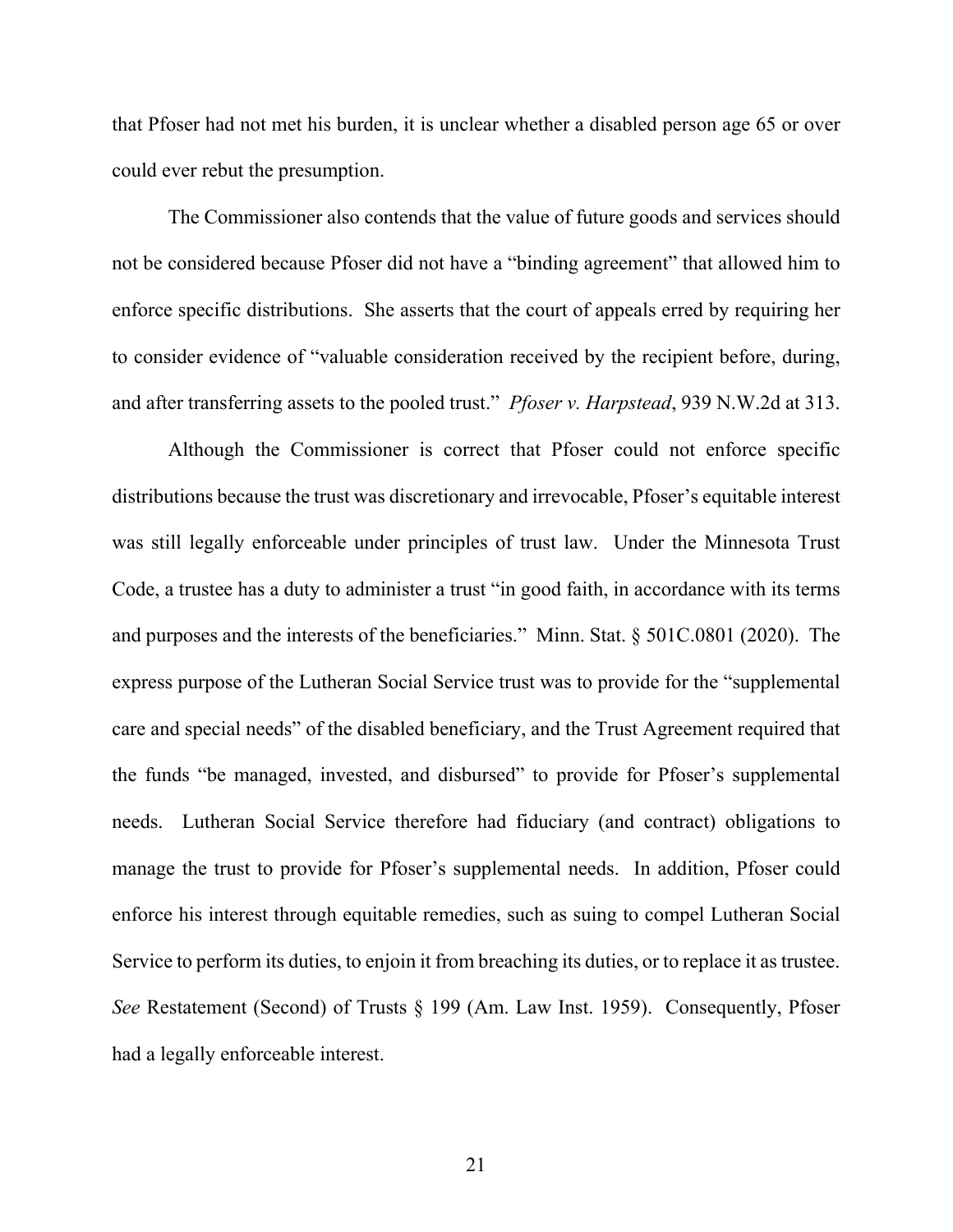that Pfoser had not met his burden, it is unclear whether a disabled person age 65 or over could ever rebut the presumption.

The Commissioner also contends that the value of future goods and services should not be considered because Pfoser did not have a "binding agreement" that allowed him to enforce specific distributions. She asserts that the court of appeals erred by requiring her to consider evidence of "valuable consideration received by the recipient before, during, and after transferring assets to the pooled trust." *Pfoser v. Harpstead*, 939 N.W.2d at 313.

Although the Commissioner is correct that Pfoser could not enforce specific distributions because the trust was discretionary and irrevocable, Pfoser's equitable interest was still legally enforceable under principles of trust law. Under the Minnesota Trust Code, a trustee has a duty to administer a trust "in good faith, in accordance with its terms and purposes and the interests of the beneficiaries." Minn. Stat. § 501C.0801 (2020). The express purpose of the Lutheran Social Service trust was to provide for the "supplemental care and special needs" of the disabled beneficiary, and the Trust Agreement required that the funds "be managed, invested, and disbursed" to provide for Pfoser's supplemental needs. Lutheran Social Service therefore had fiduciary (and contract) obligations to manage the trust to provide for Pfoser's supplemental needs. In addition, Pfoser could enforce his interest through equitable remedies, such as suing to compel Lutheran Social Service to perform its duties, to enjoin it from breaching its duties, or to replace it as trustee. *See* Restatement (Second) of Trusts § 199 (Am. Law Inst. 1959). Consequently, Pfoser had a legally enforceable interest.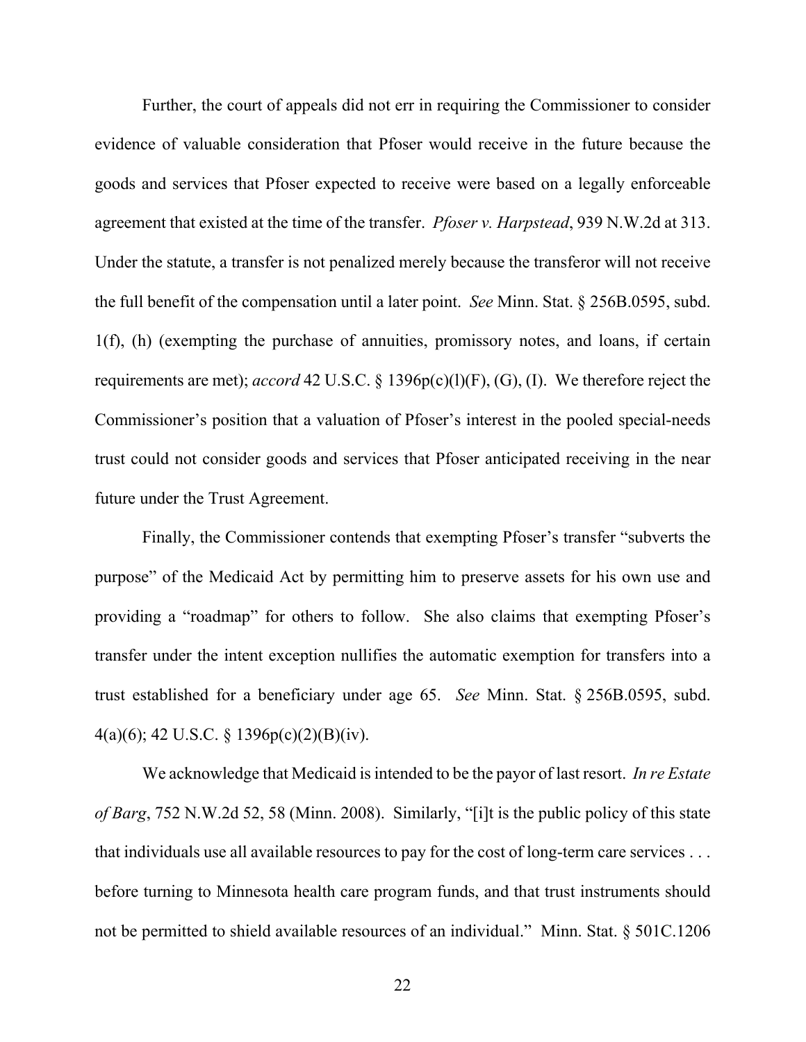Further, the court of appeals did not err in requiring the Commissioner to consider evidence of valuable consideration that Pfoser would receive in the future because the goods and services that Pfoser expected to receive were based on a legally enforceable agreement that existed at the time of the transfer. *Pfoser v. Harpstead*, 939 N.W.2d at 313. Under the statute, a transfer is not penalized merely because the transferor will not receive the full benefit of the compensation until a later point. *See* Minn. Stat. § 256B.0595, subd. 1(f), (h) (exempting the purchase of annuities, promissory notes, and loans, if certain requirements are met); *accord* 42 U.S.C. § 1396p(c)(l)(F), (G), (I). We therefore reject the Commissioner's position that a valuation of Pfoser's interest in the pooled special-needs trust could not consider goods and services that Pfoser anticipated receiving in the near future under the Trust Agreement.

Finally, the Commissioner contends that exempting Pfoser's transfer "subverts the purpose" of the Medicaid Act by permitting him to preserve assets for his own use and providing a "roadmap" for others to follow. She also claims that exempting Pfoser's transfer under the intent exception nullifies the automatic exemption for transfers into a trust established for a beneficiary under age 65. *See* Minn. Stat. § 256B.0595, subd. 4(a)(6); 42 U.S.C. § 1396p(c)(2)(B)(iv).

We acknowledge that Medicaid is intended to be the payor of last resort. *In re Estate of Barg*, 752 N.W.2d 52, 58 (Minn. 2008). Similarly, "[i]t is the public policy of this state that individuals use all available resources to pay for the cost of long-term care services . . . before turning to Minnesota health care program funds, and that trust instruments should not be permitted to shield available resources of an individual." Minn. Stat. § 501C.1206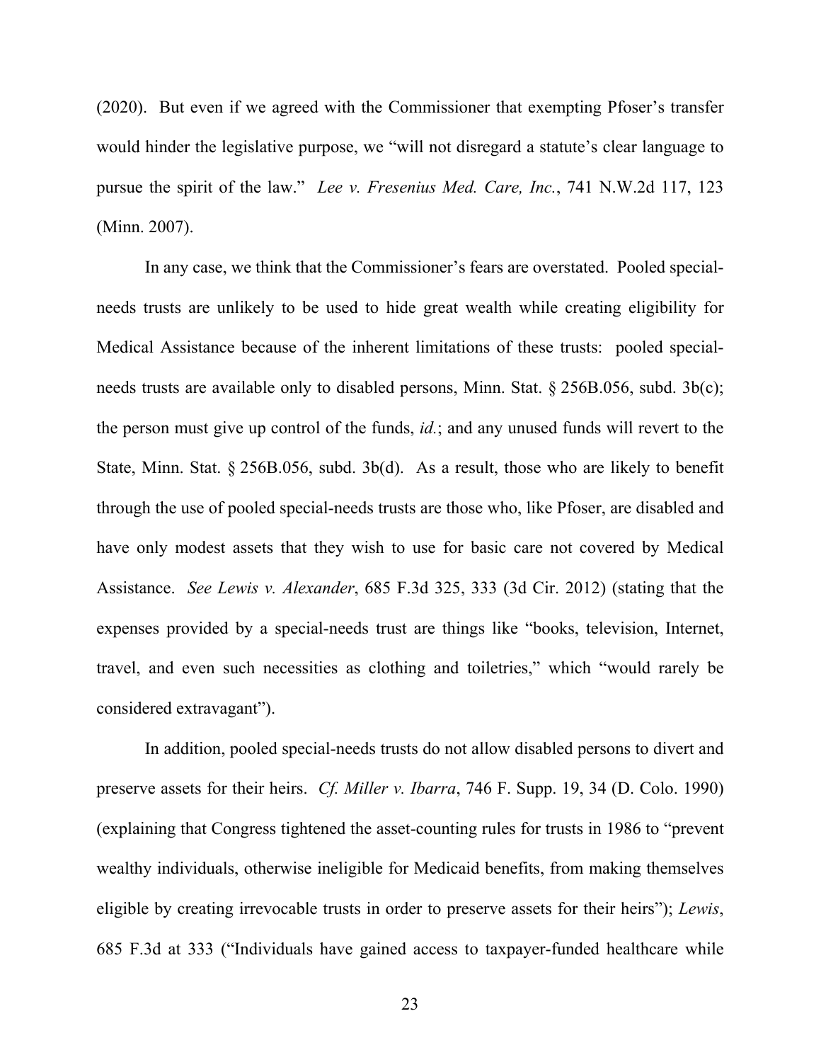(2020). But even if we agreed with the Commissioner that exempting Pfoser's transfer would hinder the legislative purpose, we "will not disregard a statute's clear language to pursue the spirit of the law." *Lee v. Fresenius Med. Care, Inc.*, 741 N.W.2d 117, 123 (Minn. 2007).

In any case, we think that the Commissioner's fears are overstated. Pooled special-needs trusts are unlikely to be used to hide great wealth while creating eligibility for Medical Assistance because of the inherent limitations of these trusts: pooled special-needs trusts are available only to disabled persons, Minn. Stat. § 256B.056, subd. 3b(c); the person must give up control of the funds, *id.*; and any unused funds will revert to the State, Minn. Stat. § 256B.056, subd. 3b(d). As a result, those who are likely to benefit through the use of pooled special-needs trusts are those who, like Pfoser, are disabled and have only modest assets that they wish to use for basic care not covered by Medical Assistance. *See Lewis v. Alexander*, 685 F.3d 325, 333 (3d Cir. 2012) (stating that the expenses provided by a special-needs trust are things like "books, television, Internet, travel, and even such necessities as clothing and toiletries," which "would rarely be considered extravagant").

In addition, pooled special-needs trusts do not allow disabled persons to divert and preserve assets for their heirs. *Cf. Miller v. Ibarra*, 746 F. Supp. 19, 34 (D. Colo. 1990) (explaining that Congress tightened the asset-counting rules for trusts in 1986 to "prevent wealthy individuals, otherwise ineligible for Medicaid benefits, from making themselves eligible by creating irrevocable trusts in order to preserve assets for their heirs"); *Lewis*, 685 F.3d at 333 ("Individuals have gained access to taxpayer-funded healthcare while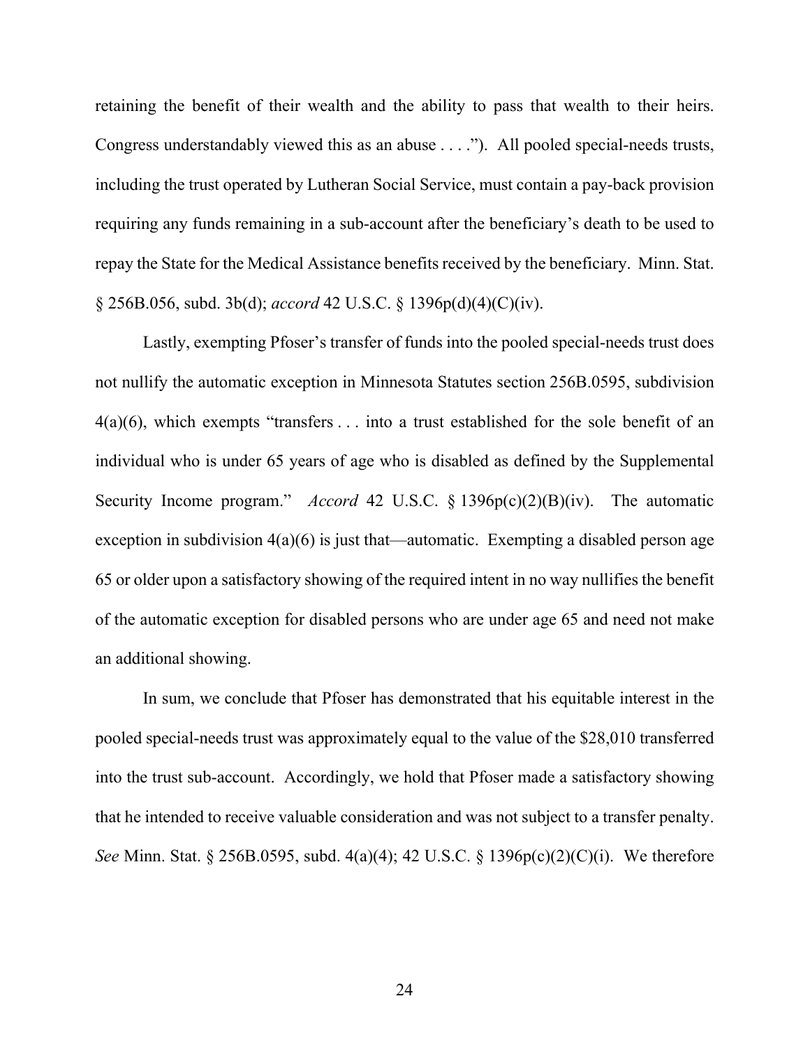retaining the benefit of their wealth and the ability to pass that wealth to their heirs. Congress understandably viewed this as an abuse . . . ."). All pooled special-needs trusts, including the trust operated by Lutheran Social Service, must contain a pay-back provision requiring any funds remaining in a sub-account after the beneficiary's death to be used to repay the State for the Medical Assistance benefits received by the beneficiary. Minn. Stat. § 256B.056, subd. 3b(d); *accord* 42 U.S.C. § 1396p(d)(4)(C)(iv).

Lastly, exempting Pfoser's transfer of funds into the pooled special-needs trust does not nullify the automatic exception in Minnesota Statutes section 256B.0595, subdivision 4(a)(6), which exempts "transfers . . . into a trust established for the sole benefit of an individual who is under 65 years of age who is disabled as defined by the Supplemental Security Income program." *Accord* 42 U.S.C. § 1396p(c)(2)(B)(iv). The automatic exception in subdivision 4(a)(6) is just that—automatic. Exempting a disabled person age 65 or older upon a satisfactory showing of the required intent in no way nullifies the benefit of the automatic exception for disabled persons who are under age 65 and need not make an additional showing.

In sum, we conclude that Pfoser has demonstrated that his equitable interest in the pooled special-needs trust was approximately equal to the value of the $28,010 transferred into the trust sub-account. Accordingly, we hold that Pfoser made a satisfactory showing that he intended to receive valuable consideration and was not subject to a transfer penalty. *See* Minn. Stat. § 256B.0595, subd. 4(a)(4); 42 U.S.C. § 1396p(c)(2)(C)(i). We therefore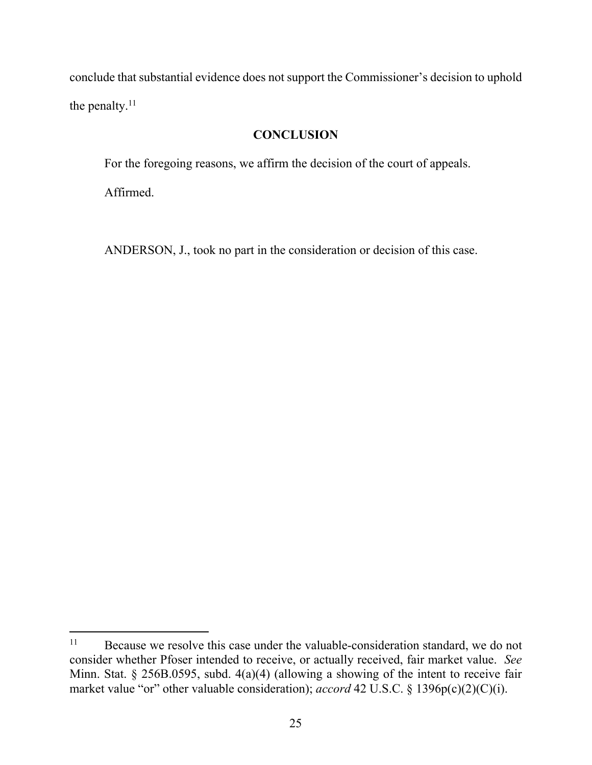conclude that substantial evidence does not support the Commissioner's decision to uphold the penalty.[11]

## CONCLUSION

For the foregoing reasons, we affirm the decision of the court of appeals.

Affirmed.

ANDERSON, J., took no part in the consideration or decision of this case.

---

[11] Because we resolve this case under the valuable-consideration standard, we do not consider whether Pfoser intended to receive, or actually received, fair market value. *See* Minn. Stat. § 256B.0595, subd. 4(a)(4) (allowing a showing of the intent to receive fair market value "or" other valuable consideration); *accord* 42 U.S.C. § 1396p(c)(2)(C)(i).